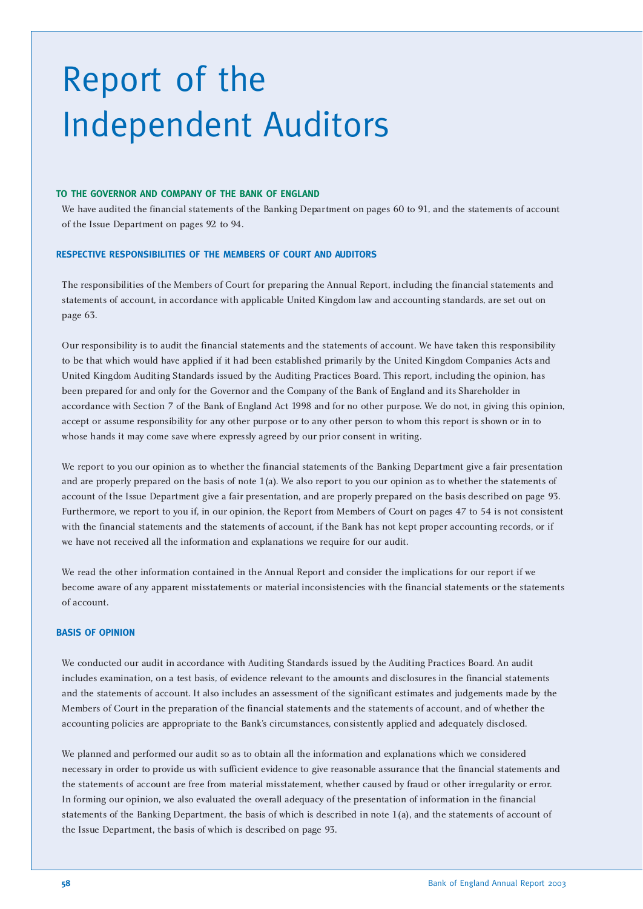# Report of the Independent Auditors

### TO THE GOVERNOR AND COMPANY OF THE BANK OF ENGLAND

We have audited the financial statements of the Banking Department on pages 60 to 91, and the statements of account of the Issue Department on pages 92 to 94.

### RESPECTIVE RESPONSIBILITIES OF THE MEMBERS OF COURT AND AUDITORS

The responsibilities of the Members of Court for preparing the Annual Report, including the financial statements and statements of account, in accordance with applicable United Kingdom law and accounting standards, are set out on page 63.

Our responsibility is to audit the financial statements and the statements of account. We have taken this responsibility to be that which would have applied if it had been established primarily by the United Kingdom Companies Acts and United Kingdom Auditing Standards issued by the Auditing Practices Board. This report, including the opinion, has been prepared for and only for the Governor and the Company of the Bank of England and its Shareholder in accordance with Section 7 of the Bank of England Act 1998 and for no other purpose. We do not, in giving this opinion, accept or assume responsibility for any other purpose or to any other person to whom this report is shown or in to whose hands it may come save where expressly agreed by our prior consent in writing.

We report to you our opinion as to whether the financial statements of the Banking Department give a fair presentation and are properly prepared on the basis of note 1(a). We also report to you our opinion as to whether the statements of account of the Issue Department give a fair presentation, and are properly prepared on the basis described on page 93. Furthermore, we report to you if, in our opinion, the Report from Members of Court on pages 47 to 54 is not consistent with the financial statements and the statements of account, if the Bank has not kept proper accounting records, or if we have not received all the information and explanations we require for our audit.

We read the other information contained in the Annual Report and consider the implications for our report if we become aware of any apparent misstatements or material inconsistencies with the financial statements or the statements of account.

### BASIS OF OPINION

We conducted our audit in accordance with Auditing Standards issued by the Auditing Practices Board. An audit includes examination, on a test basis, of evidence relevant to the amounts and disclosures in the financial statements and the statements of account. It also includes an assessment of the significant estimates and judgements made by the Members of Court in the preparation of the financial statements and the statements of account, and of whether the accounting policies are appropriate to the Bank's circumstances, consistently applied and adequately disclosed.

We planned and performed our audit so as to obtain all the information and explanations which we considered necessary in order to provide us with sufficient evidence to give reasonable assurance that the financial statements and the statements of account are free from material misstatement, whether caused by fraud or other irregularity or error. In forming our opinion, we also evaluated the overall adequacy of the presentation of information in the financial statements of the Banking Department, the basis of which is described in note 1(a), and the statements of account of the Issue Department, the basis of which is described on page 93.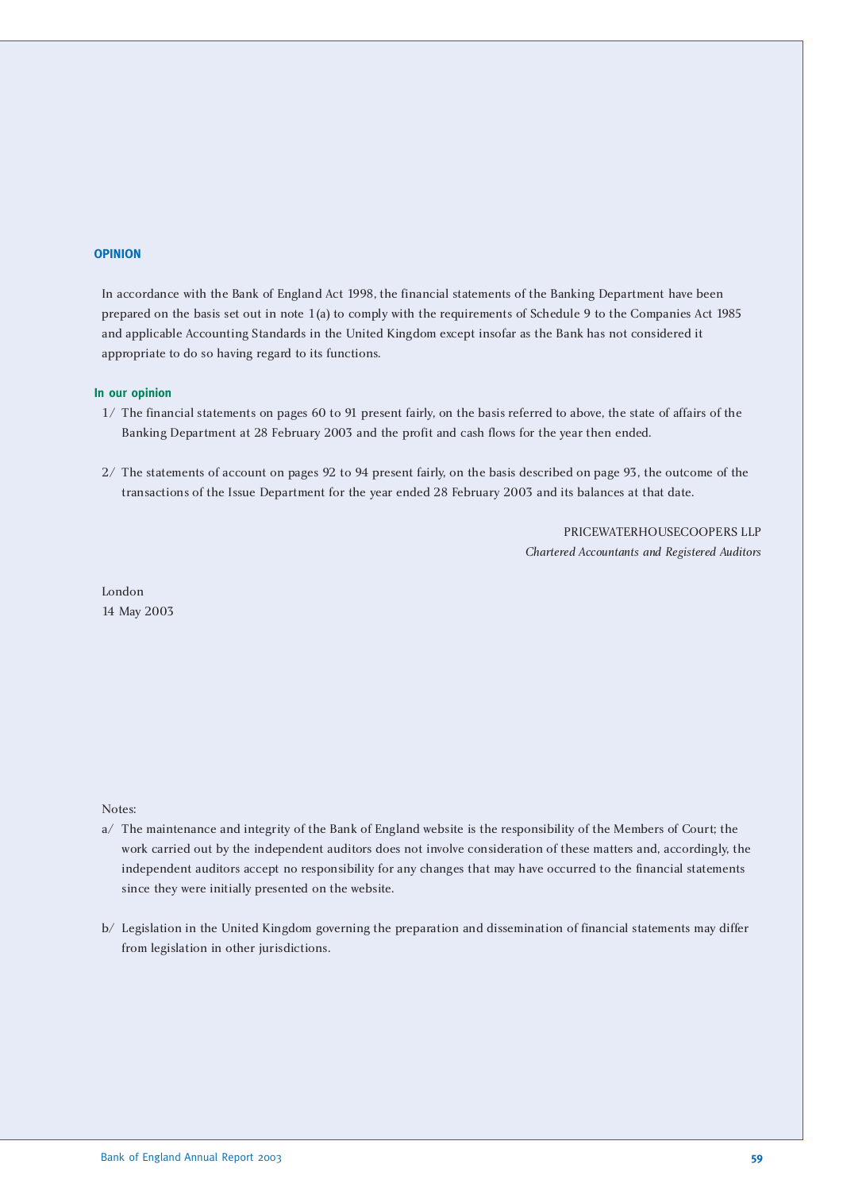## OPINION

In accordance with the Bank of England Act 1998, the financial statements of the Banking Department have been prepared on the basis set out in note 1(a) to comply with the requirements of Schedule 9 to the Companies Act 1985 and applicable Accounting Standards in the United Kingdom except insofar as the Bank has not considered it appropriate to do so having regard to its functions.

### In our opinion

1/ The financial statements on pages 60 to 91 present fairly, on the basis referred to above, the state of affairs of the Banking Department at 28 February 2003 and the profit and cash flows for the year then ended.

2/ The statements of account on pages 92 to 94 present fairly, on the basis described on page 93, the outcome of the transactions of the Issue Department for the year ended 28 February 2003 and its balances at that date.

PRICEWATERHOUSECOOPERS LLP
*Chartered Accountants and Registered Auditors*

London
14 May 2003

Notes:

a/ The maintenance and integrity of the Bank of England website is the responsibility of the Members of Court; the work carried out by the independent auditors does not involve consideration of these matters and, accordingly, the independent auditors accept no responsibility for any changes that may have occurred to the financial statements since they were initially presented on the website.

b/ Legislation in the United Kingdom governing the preparation and dissemination of financial statements may differ from legislation in other jurisdictions.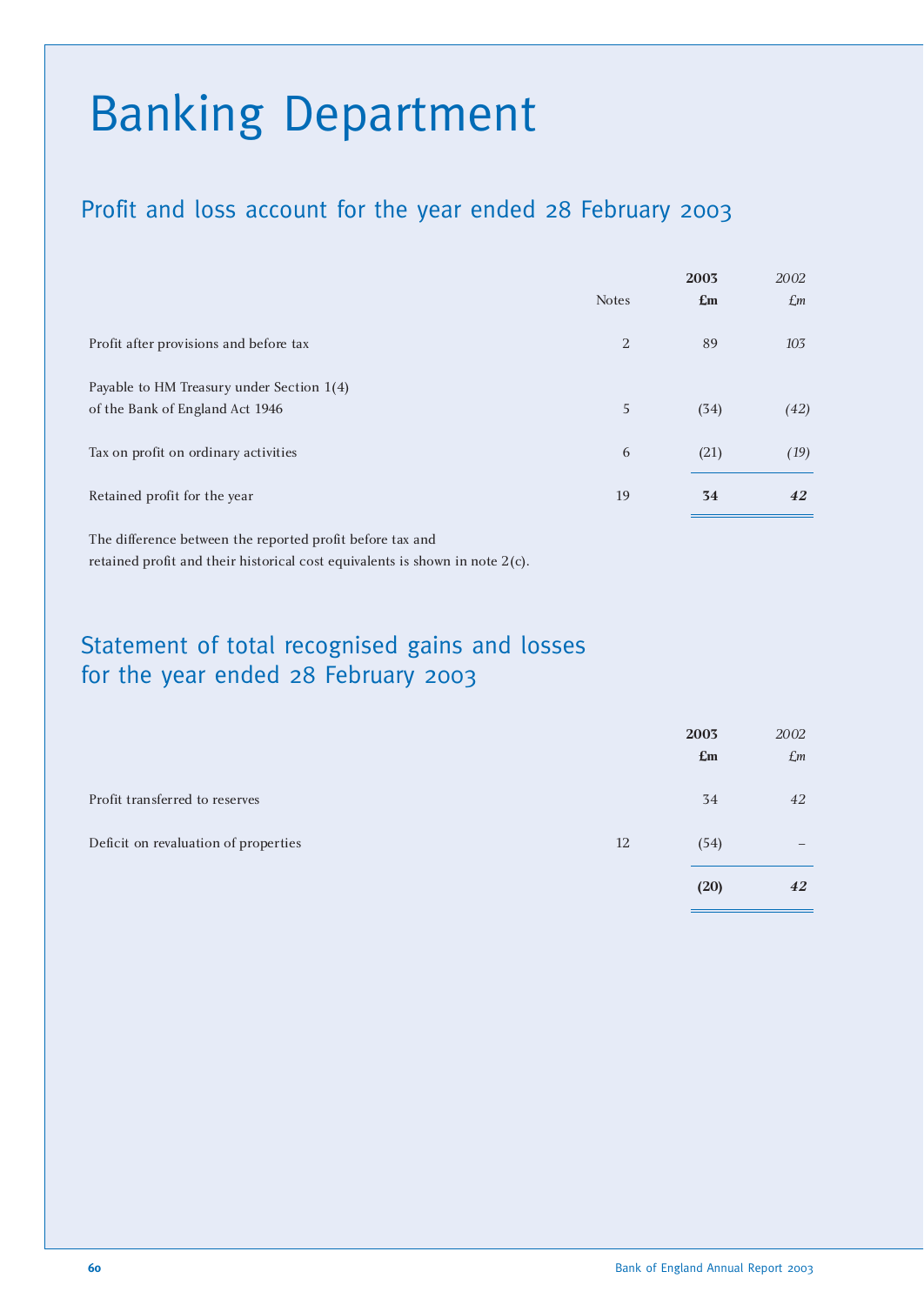# Banking Department

## Profit and loss account for the year ended 28 February 2003

| | Notes | 2003 £m | 2002 £m |
|---|---|---|---|
| Profit after provisions and before tax | 2 | 89 | *103* |
| Payable to HM Treasury under Section 1(4) of the Bank of England Act 1946 | 5 | (34) | *(42)* |
| Tax on profit on ordinary activities | 6 | (21) | *(19)* |
| Retained profit for the year | 19 | **34** | ***42*** |

The difference between the reported profit before tax and retained profit and their historical cost equivalents is shown in note 2(c).

## Statement of total recognised gains and losses for the year ended 28 February 2003

| | | 2003 £m | 2002 £m |
|---|---|---|---|
| Profit transferred to reserves | | 34 | *42* |
| Deficit on revaluation of properties | 12 | (54) | *–* |
| | | **(20)** | ***42*** |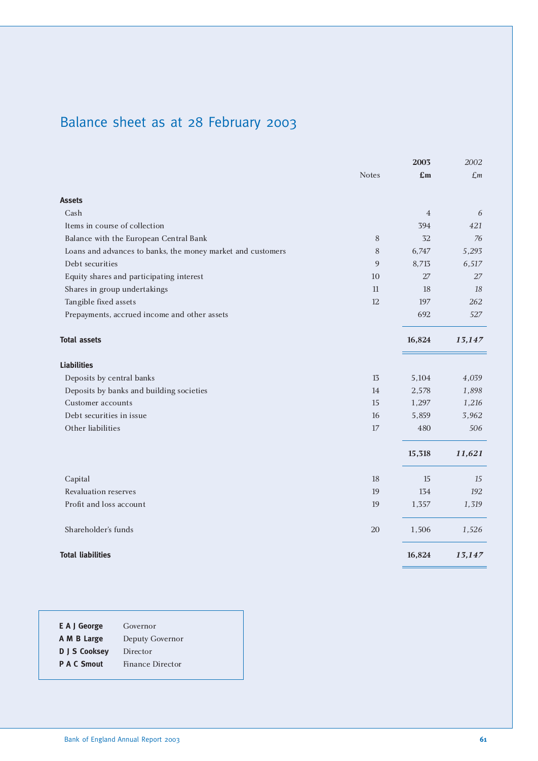# Balance sheet as at 28 February 2003

| | Notes | **2003** **£m** | *2002* *£m* |
|---|---|---|---|
| **Assets** | | | |
| Cash | | 4 | *6* |
| Items in course of collection | | 394 | *421* |
| Balance with the European Central Bank | 8 | 32 | *76* |
| Loans and advances to banks, the money market and customers | 8 | 6,747 | *5,293* |
| Debt securities | 9 | 8,713 | *6,517* |
| Equity shares and participating interest | 10 | 27 | *27* |
| Shares in group undertakings | 11 | 18 | *18* |
| Tangible fixed assets | 12 | 197 | *262* |
| Prepayments, accrued income and other assets | | 692 | *527* |
| **Total assets** | | **16,824** | ***13,147*** |
| **Liabilities** | | | |
| Deposits by central banks | 13 | 5,104 | *4,039* |
| Deposits by banks and building societies | 14 | 2,578 | *1,898* |
| Customer accounts | 15 | 1,297 | *1,216* |
| Debt securities in issue | 16 | 5,859 | *3,962* |
| Other liabilities | 17 | 480 | *506* |
| | | **15,318** | ***11,621*** |
| Capital | 18 | 15 | *15* |
| Revaluation reserves | 19 | 134 | *192* |
| Profit and loss account | 19 | 1,357 | *1,319* |
| Shareholder's funds | 20 | 1,506 | *1,526* |
| **Total liabilities** | | **16,824** | ***13,147*** |

| | |
|---|---|
| **E A J George** | Governor |
| **A M B Large** | Deputy Governor |
| **D J S Cooksey** | Director |
| **P A C Smout** | Finance Director |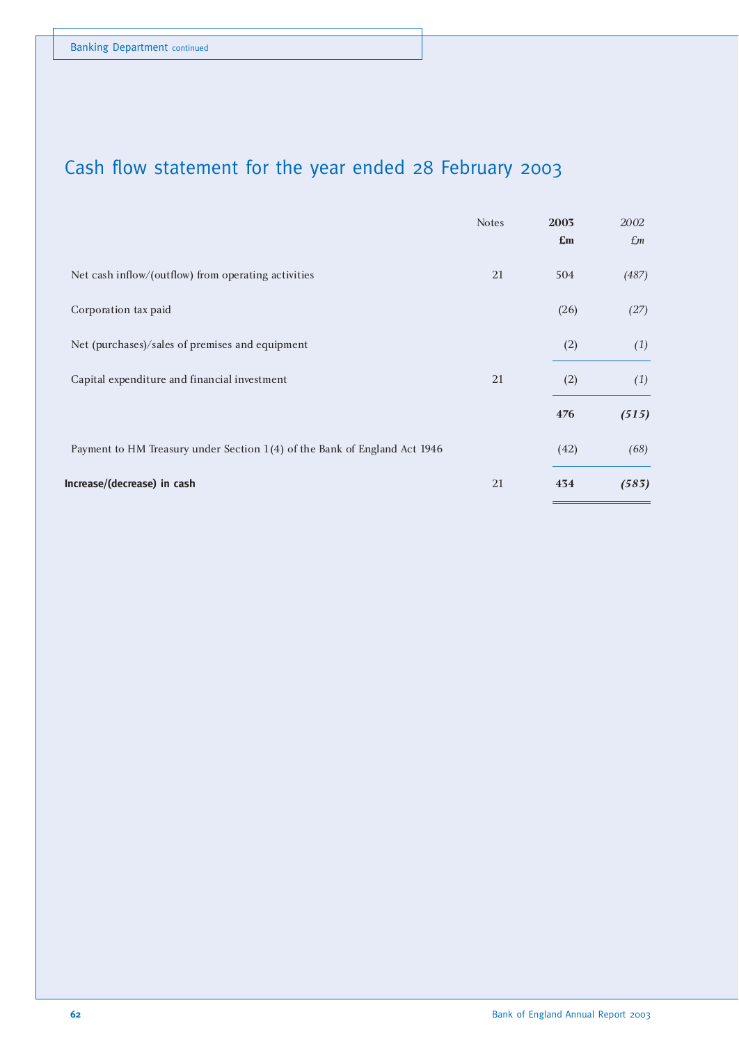## Cash flow statement for the year ended 28 February 2003

| | Notes | **2003** **£m** | *2002* *£m* |
|---|---|---|---|
| Net cash inflow/(outflow) from operating activities | 21 | 504 | *(487)* |
| Corporation tax paid | | (26) | *(27)* |
| Net (purchases)/sales of premises and equipment | | (2) | *(1)* |
| Capital expenditure and financial investment | 21 | (2) | *(1)* |
| | | **476** | ***(515)*** |
| Payment to HM Treasury under Section 1(4) of the Bank of England Act 1946 | | (42) | *(68)* |
| **Increase/(decrease) in cash** | 21 | **434** | ***(583)*** |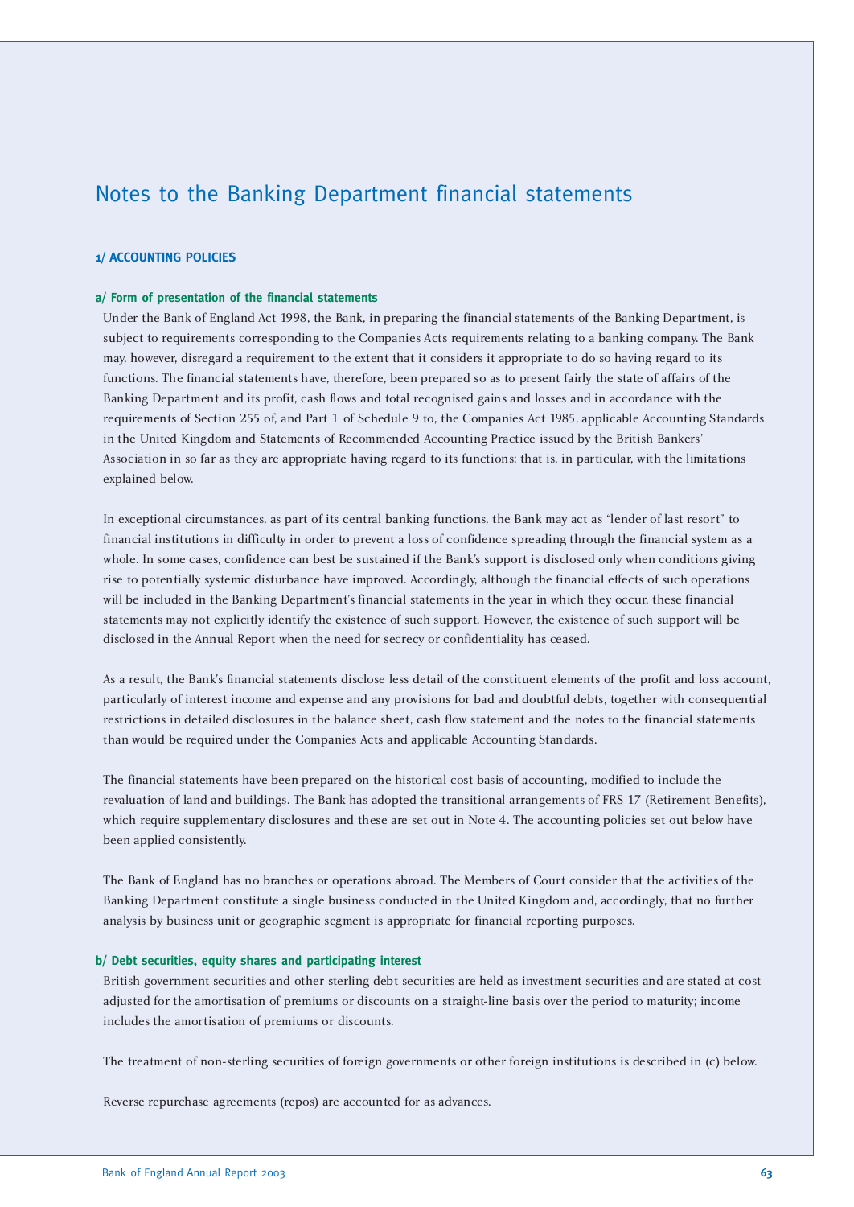# Notes to the Banking Department financial statements

## 1/ ACCOUNTING POLICIES

### a/ Form of presentation of the financial statements

Under the Bank of England Act 1998, the Bank, in preparing the financial statements of the Banking Department, is subject to requirements corresponding to the Companies Acts requirements relating to a banking company. The Bank may, however, disregard a requirement to the extent that it considers it appropriate to do so having regard to its functions. The financial statements have, therefore, been prepared so as to present fairly the state of affairs of the Banking Department and its profit, cash flows and total recognised gains and losses and in accordance with the requirements of Section 255 of, and Part 1 of Schedule 9 to, the Companies Act 1985, applicable Accounting Standards in the United Kingdom and Statements of Recommended Accounting Practice issued by the British Bankers' Association in so far as they are appropriate having regard to its functions: that is, in particular, with the limitations explained below.

In exceptional circumstances, as part of its central banking functions, the Bank may act as "lender of last resort" to financial institutions in difficulty in order to prevent a loss of confidence spreading through the financial system as a whole. In some cases, confidence can best be sustained if the Bank's support is disclosed only when conditions giving rise to potentially systemic disturbance have improved. Accordingly, although the financial effects of such operations will be included in the Banking Department's financial statements in the year in which they occur, these financial statements may not explicitly identify the existence of such support. However, the existence of such support will be disclosed in the Annual Report when the need for secrecy or confidentiality has ceased.

As a result, the Bank's financial statements disclose less detail of the constituent elements of the profit and loss account, particularly of interest income and expense and any provisions for bad and doubtful debts, together with consequential restrictions in detailed disclosures in the balance sheet, cash flow statement and the notes to the financial statements than would be required under the Companies Acts and applicable Accounting Standards.

The financial statements have been prepared on the historical cost basis of accounting, modified to include the revaluation of land and buildings. The Bank has adopted the transitional arrangements of FRS 17 (Retirement Benefits), which require supplementary disclosures and these are set out in Note 4. The accounting policies set out below have been applied consistently.

The Bank of England has no branches or operations abroad. The Members of Court consider that the activities of the Banking Department constitute a single business conducted in the United Kingdom and, accordingly, that no further analysis by business unit or geographic segment is appropriate for financial reporting purposes.

### b/ Debt securities, equity shares and participating interest

British government securities and other sterling debt securities are held as investment securities and are stated at cost adjusted for the amortisation of premiums or discounts on a straight-line basis over the period to maturity; income includes the amortisation of premiums or discounts.

The treatment of non-sterling securities of foreign governments or other foreign institutions is described in (c) below.

Reverse repurchase agreements (repos) are accounted for as advances.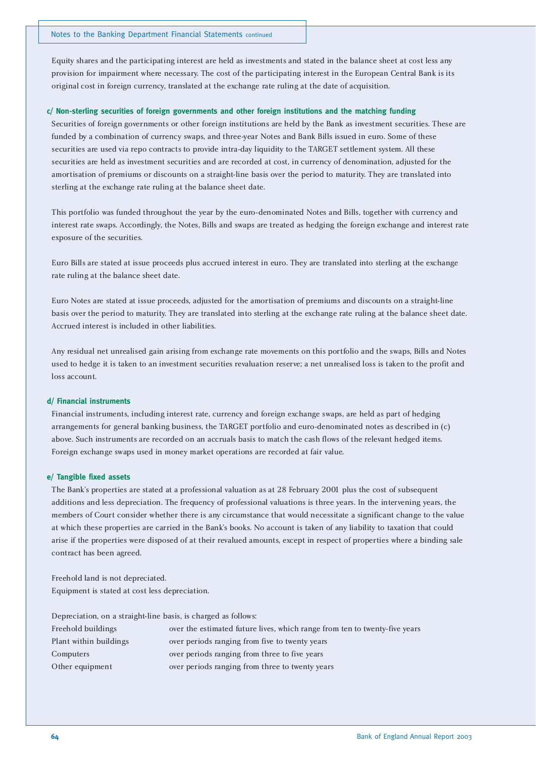Equity shares and the participating interest are held as investments and stated in the balance sheet at cost less any provision for impairment where necessary. The cost of the participating interest in the European Central Bank is its original cost in foreign currency, translated at the exchange rate ruling at the date of acquisition.

### c/ Non-sterling securities of foreign governments and other foreign institutions and the matching funding

Securities of foreign governments or other foreign institutions are held by the Bank as investment securities. These are funded by a combination of currency swaps, and three-year Notes and Bank Bills issued in euro. Some of these securities are used via repo contracts to provide intra-day liquidity to the TARGET settlement system. All these securities are held as investment securities and are recorded at cost, in currency of denomination, adjusted for the amortisation of premiums or discounts on a straight-line basis over the period to maturity. They are translated into sterling at the exchange rate ruling at the balance sheet date.

This portfolio was funded throughout the year by the euro-denominated Notes and Bills, together with currency and interest rate swaps. Accordingly, the Notes, Bills and swaps are treated as hedging the foreign exchange and interest rate exposure of the securities.

Euro Bills are stated at issue proceeds plus accrued interest in euro. They are translated into sterling at the exchange rate ruling at the balance sheet date.

Euro Notes are stated at issue proceeds, adjusted for the amortisation of premiums and discounts on a straight-line basis over the period to maturity. They are translated into sterling at the exchange rate ruling at the balance sheet date. Accrued interest is included in other liabilities.

Any residual net unrealised gain arising from exchange rate movements on this portfolio and the swaps, Bills and Notes used to hedge it is taken to an investment securities revaluation reserve; a net unrealised loss is taken to the profit and loss account.

### d/ Financial instruments

Financial instruments, including interest rate, currency and foreign exchange swaps, are held as part of hedging arrangements for general banking business, the TARGET portfolio and euro-denominated notes as described in (c) above. Such instruments are recorded on an accruals basis to match the cash flows of the relevant hedged items. Foreign exchange swaps used in money market operations are recorded at fair value.

### e/ Tangible fixed assets

The Bank's properties are stated at a professional valuation as at 28 February 2001 plus the cost of subsequent additions and less depreciation. The frequency of professional valuations is three years. In the intervening years, the members of Court consider whether there is any circumstance that would necessitate a significant change to the value at which these properties are carried in the Bank's books. No account is taken of any liability to taxation that could arise if the properties were disposed of at their revalued amounts, except in respect of properties where a binding sale contract has been agreed.

Freehold land is not depreciated.
Equipment is stated at cost less depreciation.

Depreciation, on a straight-line basis, is charged as follows:

| | |
|---|---|
| Freehold buildings | over the estimated future lives, which range from ten to twenty-five years |
| Plant within buildings | over periods ranging from five to twenty years |
| Computers | over periods ranging from three to five years |
| Other equipment | over periods ranging from three to twenty years |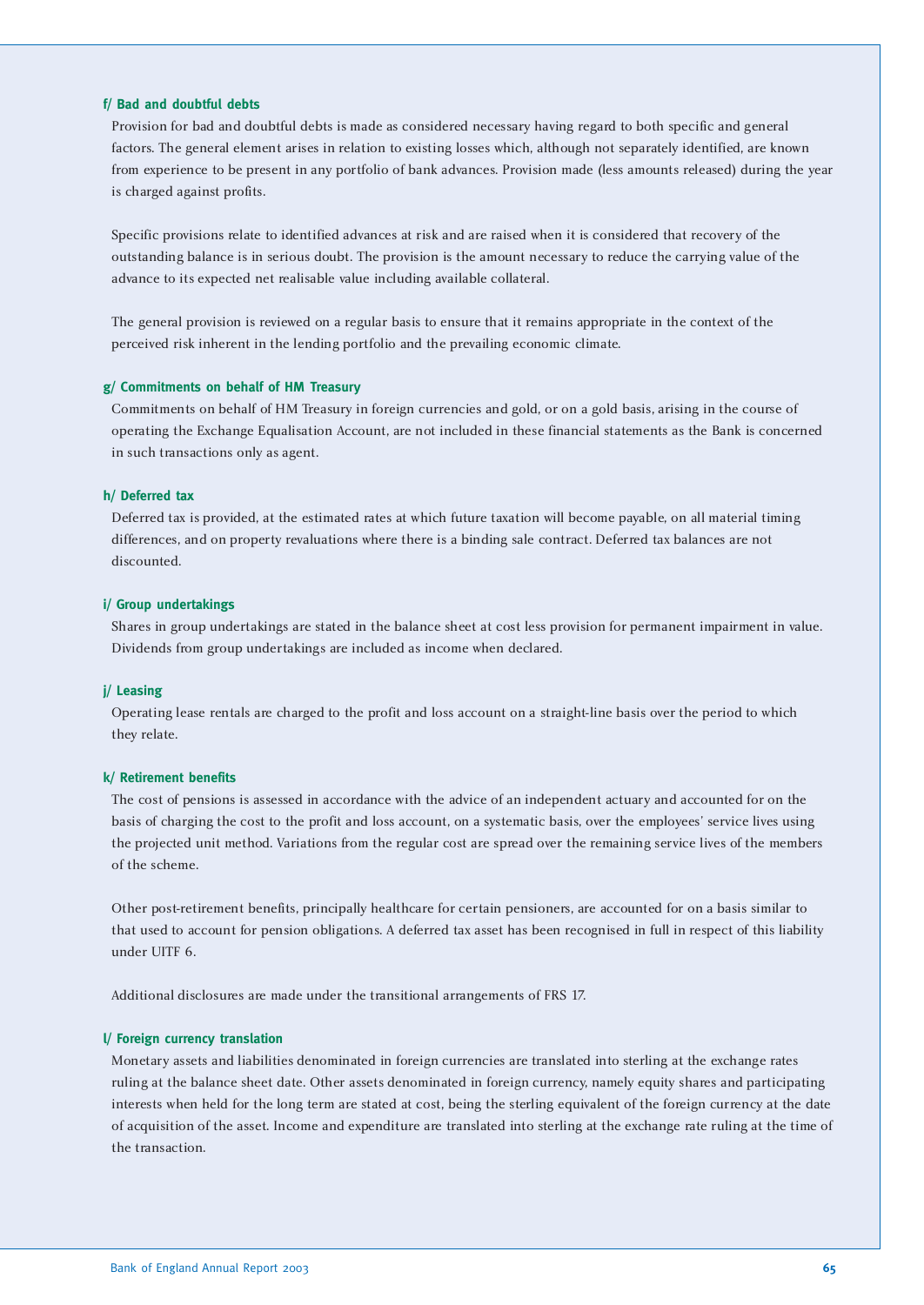#### f/ Bad and doubtful debts

Provision for bad and doubtful debts is made as considered necessary having regard to both specific and general factors. The general element arises in relation to existing losses which, although not separately identified, are known from experience to be present in any portfolio of bank advances. Provision made (less amounts released) during the year is charged against profits.

Specific provisions relate to identified advances at risk and are raised when it is considered that recovery of the outstanding balance is in serious doubt. The provision is the amount necessary to reduce the carrying value of the advance to its expected net realisable value including available collateral.

The general provision is reviewed on a regular basis to ensure that it remains appropriate in the context of the perceived risk inherent in the lending portfolio and the prevailing economic climate.

#### g/ Commitments on behalf of HM Treasury

Commitments on behalf of HM Treasury in foreign currencies and gold, or on a gold basis, arising in the course of operating the Exchange Equalisation Account, are not included in these financial statements as the Bank is concerned in such transactions only as agent.

#### h/ Deferred tax

Deferred tax is provided, at the estimated rates at which future taxation will become payable, on all material timing differences, and on property revaluations where there is a binding sale contract. Deferred tax balances are not discounted.

#### i/ Group undertakings

Shares in group undertakings are stated in the balance sheet at cost less provision for permanent impairment in value. Dividends from group undertakings are included as income when declared.

#### j/ Leasing

Operating lease rentals are charged to the profit and loss account on a straight-line basis over the period to which they relate.

#### k/ Retirement benefits

The cost of pensions is assessed in accordance with the advice of an independent actuary and accounted for on the basis of charging the cost to the profit and loss account, on a systematic basis, over the employees' service lives using the projected unit method. Variations from the regular cost are spread over the remaining service lives of the members of the scheme.

Other post-retirement benefits, principally healthcare for certain pensioners, are accounted for on a basis similar to that used to account for pension obligations. A deferred tax asset has been recognised in full in respect of this liability under UITF 6.

Additional disclosures are made under the transitional arrangements of FRS 17.

#### l/ Foreign currency translation

Monetary assets and liabilities denominated in foreign currencies are translated into sterling at the exchange rates ruling at the balance sheet date. Other assets denominated in foreign currency, namely equity shares and participating interests when held for the long term are stated at cost, being the sterling equivalent of the foreign currency at the date of acquisition of the asset. Income and expenditure are translated into sterling at the exchange rate ruling at the time of the transaction.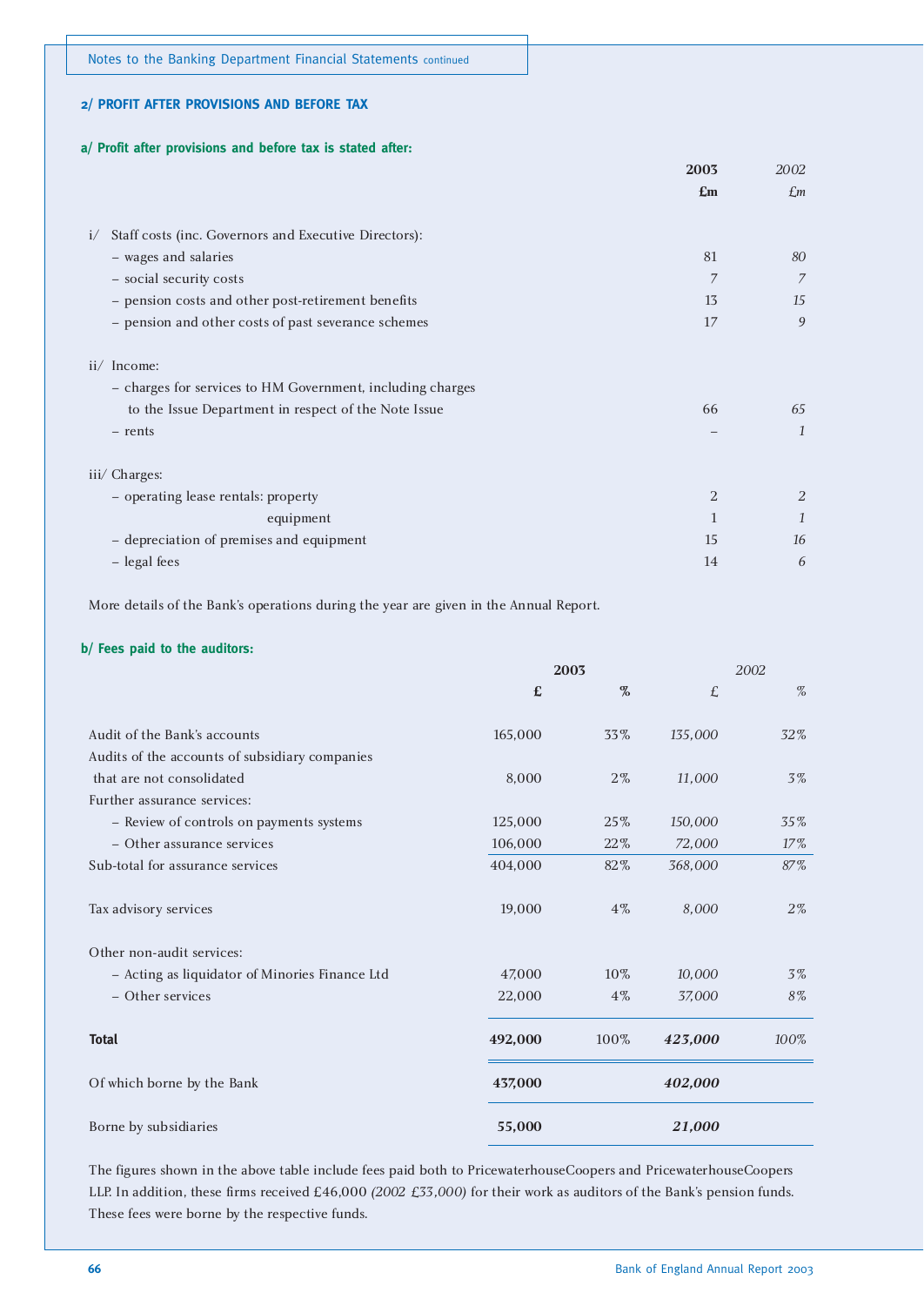## 2/ PROFIT AFTER PROVISIONS AND BEFORE TAX

### a/ Profit after provisions and before tax is stated after:

| | **2003** | *2002* |
|---|---|---|
| | **£m** | *£m* |
| i/ Staff costs (inc. Governors and Executive Directors): | | |
| – wages and salaries | 81 | *80* |
| – social security costs | 7 | *7* |
| – pension costs and other post-retirement benefits | 13 | *15* |
| – pension and other costs of past severance schemes | 17 | *9* |
| ii/ Income: | | |
| – charges for services to HM Government, including charges to the Issue Department in respect of the Note Issue | 66 | *65* |
| – rents | – | *1* |
| iii/ Charges: | | |
| – operating lease rentals: property | 2 | *2* |
| equipment | 1 | *1* |
| – depreciation of premises and equipment | 15 | *16* |
| – legal fees | 14 | *6* |

More details of the Bank's operations during the year are given in the Annual Report.

### b/ Fees paid to the auditors:

| | **2003** | | *2002* | |
|---|---|---|---|---|
| | **£** | **%** | *£* | *%* |
| Audit of the Bank's accounts | 165,000 | 33% | *135,000* | *32%* |
| Audits of the accounts of subsidiary companies that are not consolidated | 8,000 | 2% | *11,000* | *3%* |
| Further assurance services: | | | | |
| – Review of controls on payments systems | 125,000 | 25% | *150,000* | *35%* |
| – Other assurance services | 106,000 | 22% | *72,000* | *17%* |
| Sub-total for assurance services | 404,000 | 82% | *368,000* | *87%* |
| Tax advisory services | 19,000 | 4% | *8,000* | *2%* |
| Other non-audit services: | | | | |
| – Acting as liquidator of Minories Finance Ltd | 47,000 | 10% | *10,000* | *3%* |
| – Other services | 22,000 | 4% | *37,000* | *8%* |
| **Total** | **492,000** | 100% | ***423,000*** | *100%* |
| Of which borne by the Bank | **437,000** | | ***402,000*** | |
| Borne by subsidiaries | **55,000** | | ***21,000*** | |

The figures shown in the above table include fees paid both to PricewaterhouseCoopers and PricewaterhouseCoopers LLP. In addition, these firms received £46,000 *(2002 £33,000)* for their work as auditors of the Bank's pension funds. These fees were borne by the respective funds.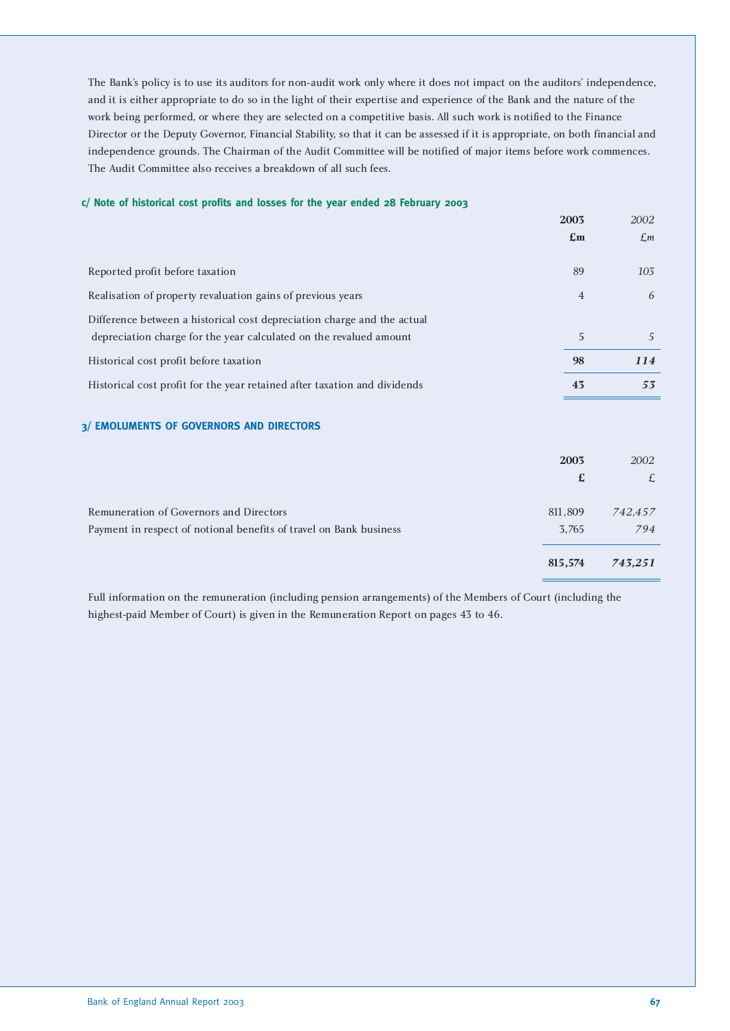The Bank's policy is to use its auditors for non-audit work only where it does not impact on the auditors' independence, and it is either appropriate to do so in the light of their expertise and experience of the Bank and the nature of the work being performed, or where they are selected on a competitive basis. All such work is notified to the Finance Director or the Deputy Governor, Financial Stability, so that it can be assessed if it is appropriate, on both financial and independence grounds. The Chairman of the Audit Committee will be notified of major items before work commences. The Audit Committee also receives a breakdown of all such fees.

### c/ Note of historical cost profits and losses for the year ended 28 February 2003

| | **2003** **£m** | *2002* *£m* |
|---|---|---|
| Reported profit before taxation | 89 | *103* |
| Realisation of property revaluation gains of previous years | 4 | *6* |
| Difference between a historical cost depreciation charge and the actual depreciation charge for the year calculated on the revalued amount | 5 | *5* |
| Historical cost profit before taxation | **98** | ***114*** |
| Historical cost profit for the year retained after taxation and dividends | **43** | ***53*** |

## 3/ EMOLUMENTS OF GOVERNORS AND DIRECTORS

| | **2003** **£** | *2002* *£* |
|---|---|---|
| Remuneration of Governors and Directors | 811,809 | *742,457* |
| Payment in respect of notional benefits of travel on Bank business | 3,765 | *794* |
| | **815,574** | ***743,251*** |

Full information on the remuneration (including pension arrangements) of the Members of Court (including the highest-paid Member of Court) is given in the Remuneration Report on pages 43 to 46.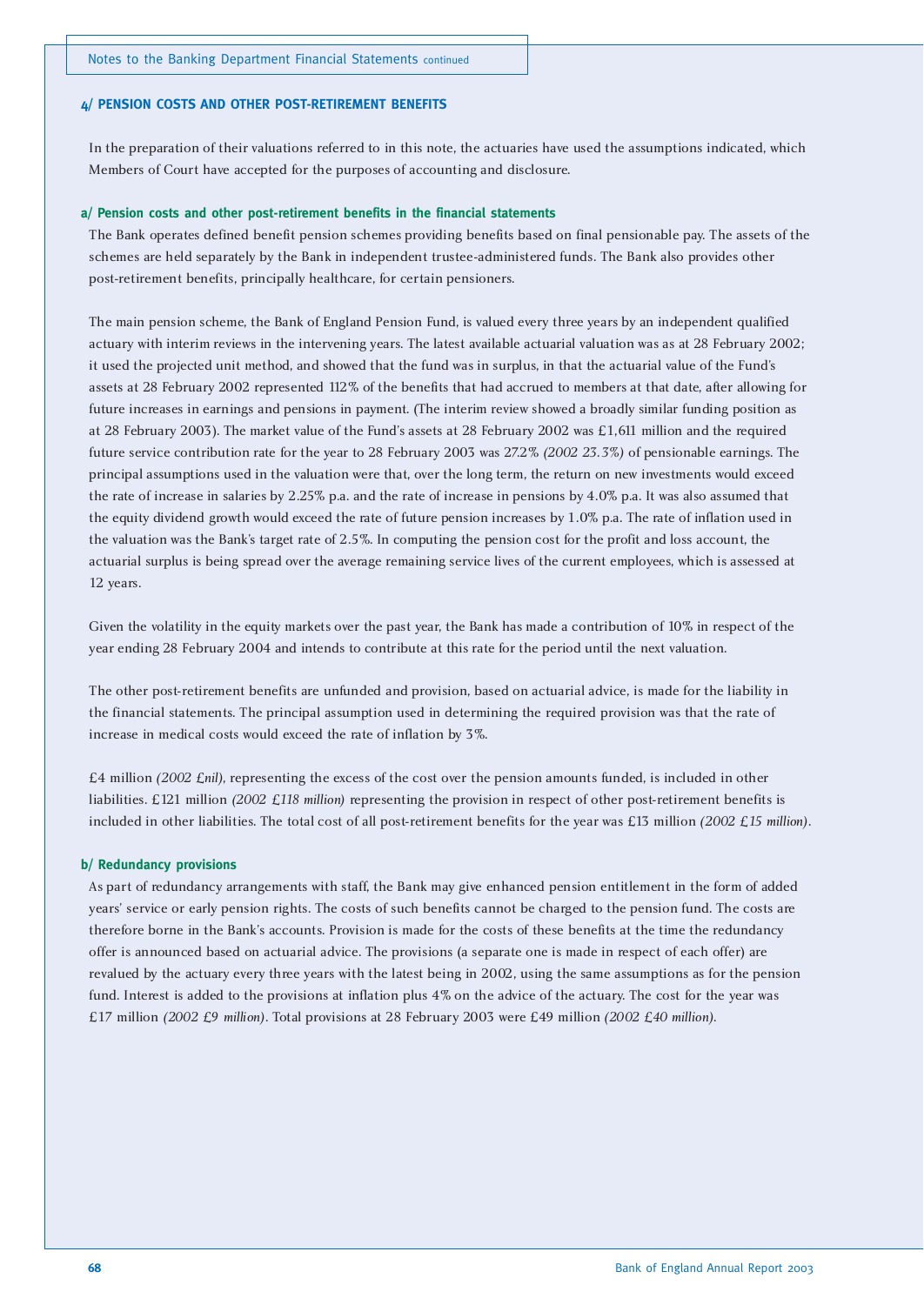## 4/ PENSION COSTS AND OTHER POST-RETIREMENT BENEFITS

In the preparation of their valuations referred to in this note, the actuaries have used the assumptions indicated, which Members of Court have accepted for the purposes of accounting and disclosure.

### a/ Pension costs and other post-retirement benefits in the financial statements

The Bank operates defined benefit pension schemes providing benefits based on final pensionable pay. The assets of the schemes are held separately by the Bank in independent trustee-administered funds. The Bank also provides other post-retirement benefits, principally healthcare, for certain pensioners.

The main pension scheme, the Bank of England Pension Fund, is valued every three years by an independent qualified actuary with interim reviews in the intervening years. The latest available actuarial valuation was as at 28 February 2002; it used the projected unit method, and showed that the fund was in surplus, in that the actuarial value of the Fund's assets at 28 February 2002 represented 112% of the benefits that had accrued to members at that date, after allowing for future increases in earnings and pensions in payment. (The interim review showed a broadly similar funding position as at 28 February 2003). The market value of the Fund's assets at 28 February 2002 was £1,611 million and the required future service contribution rate for the year to 28 February 2003 was 27.2% *(2002 23.3%)* of pensionable earnings. The principal assumptions used in the valuation were that, over the long term, the return on new investments would exceed the rate of increase in salaries by 2.25% p.a. and the rate of increase in pensions by 4.0% p.a. It was also assumed that the equity dividend growth would exceed the rate of future pension increases by 1.0% p.a. The rate of inflation used in the valuation was the Bank's target rate of 2.5%. In computing the pension cost for the profit and loss account, the actuarial surplus is being spread over the average remaining service lives of the current employees, which is assessed at 12 years.

Given the volatility in the equity markets over the past year, the Bank has made a contribution of 10% in respect of the year ending 28 February 2004 and intends to contribute at this rate for the period until the next valuation.

The other post-retirement benefits are unfunded and provision, based on actuarial advice, is made for the liability in the financial statements. The principal assumption used in determining the required provision was that the rate of increase in medical costs would exceed the rate of inflation by 3%.

£4 million *(2002 £nil)*, representing the excess of the cost over the pension amounts funded, is included in other liabilities. £121 million *(2002 £118 million)* representing the provision in respect of other post-retirement benefits is included in other liabilities. The total cost of all post-retirement benefits for the year was £13 million *(2002 £15 million)*.

### b/ Redundancy provisions

As part of redundancy arrangements with staff, the Bank may give enhanced pension entitlement in the form of added years' service or early pension rights. The costs of such benefits cannot be charged to the pension fund. The costs are therefore borne in the Bank's accounts. Provision is made for the costs of these benefits at the time the redundancy offer is announced based on actuarial advice. The provisions (a separate one is made in respect of each offer) are revalued by the actuary every three years with the latest being in 2002, using the same assumptions as for the pension fund. Interest is added to the provisions at inflation plus 4% on the advice of the actuary. The cost for the year was £17 million *(2002 £9 million)*. Total provisions at 28 February 2003 were £49 million *(2002 £40 million)*.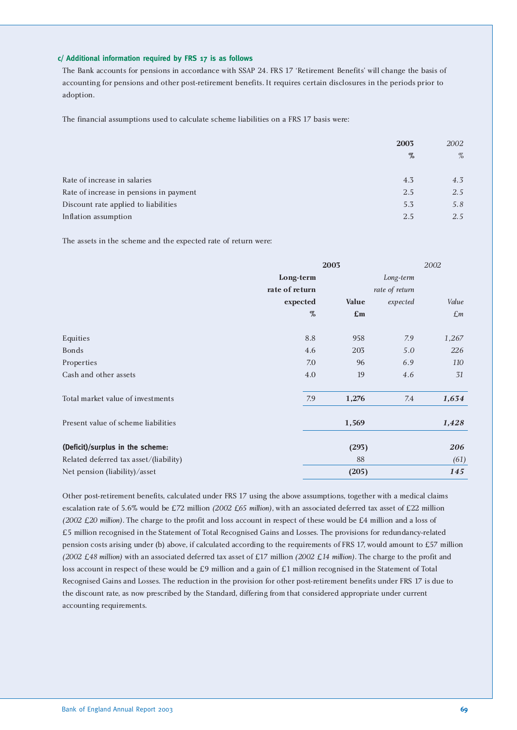#### c/ Additional information required by FRS 17 is as follows

The Bank accounts for pensions in accordance with SSAP 24. FRS 17 'Retirement Benefits' will change the basis of accounting for pensions and other post-retirement benefits. It requires certain disclosures in the periods prior to adoption.

The financial assumptions used to calculate scheme liabilities on a FRS 17 basis were:

| | **2003** | *2002* |
|---|---|---|
| | **%** | *%* |
| Rate of increase in salaries | 4.3 | *4.3* |
| Rate of increase in pensions in payment | 2.5 | *2.5* |
| Discount rate applied to liabilities | 5.3 | *5.8* |
| Inflation assumption | 2.5 | *2.5* |

The assets in the scheme and the expected rate of return were:

| | **2003** | | *2002* | |
|---|---|---|---|---|
| | **Long-term rate of return expected** | **Value** | *Long-term rate of return expected* | *Value* |
| | **%** | **£m** | | *£m* |
| Equities | 8.8 | 958 | *7.9* | *1,267* |
| Bonds | 4.6 | 203 | *5.0* | *226* |
| Properties | 7.0 | 96 | *6.9* | *110* |
| Cash and other assets | 4.0 | 19 | *4.6* | *31* |
| Total market value of investments | 7.9 | **1,276** | *7.4* | ***1,634*** |
| Present value of scheme liabilities | | **1,569** | | ***1,428*** |
| **(Deficit)/surplus in the scheme:** | | **(293)** | | ***206*** |
| Related deferred tax asset/(liability) | | 88 | | *(61)* |
| Net pension (liability)/asset | | **(205)** | | ***145*** |

Other post-retirement benefits, calculated under FRS 17 using the above assumptions, together with a medical claims escalation rate of 5.6% would be £72 million *(2002 £65 million)*, with an associated deferred tax asset of £22 million *(2002 £20 million)*. The charge to the profit and loss account in respect of these would be £4 million and a loss of £5 million recognised in the Statement of Total Recognised Gains and Losses. The provisions for redundancy-related pension costs arising under (b) above, if calculated according to the requirements of FRS 17, would amount to £57 million *(2002 £48 million)* with an associated deferred tax asset of £17 million *(2002 £14 million)*. The charge to the profit and loss account in respect of these would be £9 million and a gain of £1 million recognised in the Statement of Total Recognised Gains and Losses. The reduction in the provision for other post-retirement benefits under FRS 17 is due to the discount rate, as now prescribed by the Standard, differing from that considered appropriate under current accounting requirements.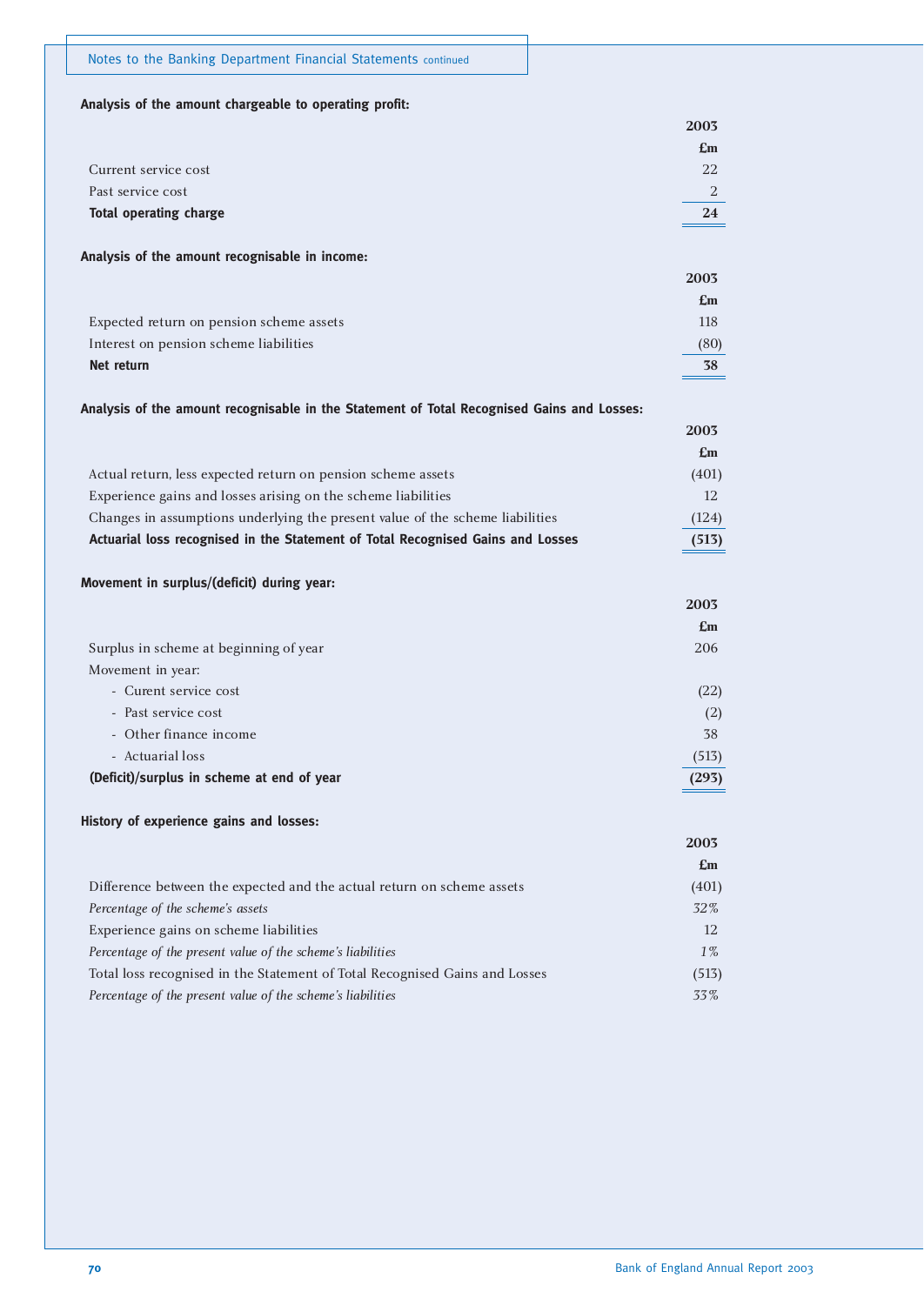**Analysis of the amount chargeable to operating profit:**

| | 2003 |
|---|---|
| | £m |
| Current service cost | 22 |
| Past service cost | 2 |
| **Total operating charge** | **24** |

**Analysis of the amount recognisable in income:**

| | 2003 |
|---|---|
| | £m |
| Expected return on pension scheme assets | 118 |
| Interest on pension scheme liabilities | (80) |
| **Net return** | **38** |

**Analysis of the amount recognisable in the Statement of Total Recognised Gains and Losses:**

| | 2003 |
|---|---|
| | £m |
| Actual return, less expected return on pension scheme assets | (401) |
| Experience gains and losses arising on the scheme liabilities | 12 |
| Changes in assumptions underlying the present value of the scheme liabilities | (124) |
| **Actuarial loss recognised in the Statement of Total Recognised Gains and Losses** | **(513)** |

**Movement in surplus/(deficit) during year:**

| | 2003 |
|---|---|
| | £m |
| Surplus in scheme at beginning of year | 206 |
| Movement in year: | |
| - Curent service cost | (22) |
| - Past service cost | (2) |
| - Other finance income | 38 |
| - Actuarial loss | (513) |
| **(Deficit)/surplus in scheme at end of year** | **(293)** |

**History of experience gains and losses:**

| | 2003 |
|---|---|
| | £m |
| Difference between the expected and the actual return on scheme assets | (401) |
| *Percentage of the scheme's assets* | *32%* |
| Experience gains on scheme liabilities | 12 |
| *Percentage of the present value of the scheme's liabilities* | *1%* |
| Total loss recognised in the Statement of Total Recognised Gains and Losses | (513) |
| *Percentage of the present value of the scheme's liabilities* | *33%* |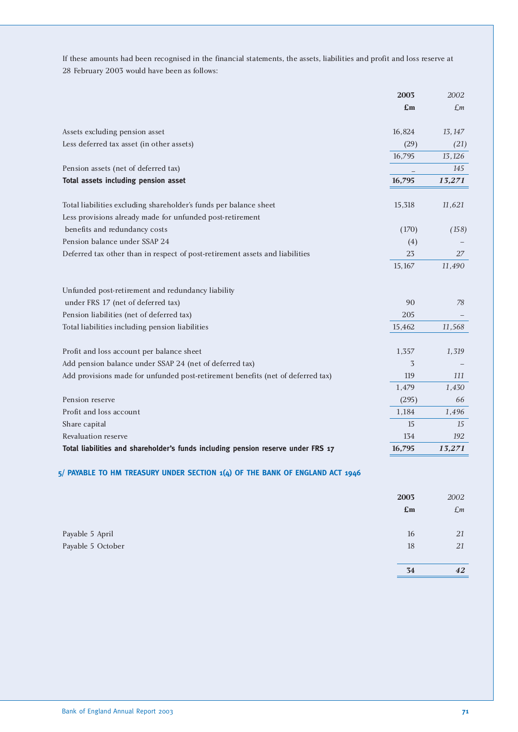If these amounts had been recognised in the financial statements, the assets, liabilities and profit and loss reserve at 28 February 2003 would have been as follows:

| | **2003** | *2002* |
|---|---|---|
| | **£m** | *£m* |
| Assets excluding pension asset | 16,824 | *13,147* |
| Less deferred tax asset (in other assets) | (29) | *(21)* |
| | 16,795 | *13,126* |
| Pension assets (net of deferred tax) | – | *145* |
| **Total assets including pension asset** | **16,795** | ***13,271*** |
| | | |
| Total liabilities excluding shareholder's funds per balance sheet | 15,318 | *11,621* |
| Less provisions already made for unfunded post-retirement benefits and redundancy costs | (170) | *(158)* |
| Pension balance under SSAP 24 | (4) | *–* |
| Deferred tax other than in respect of post-retirement assets and liabilities | 23 | *27* |
| | 15,167 | *11,490* |
| | | |
| Unfunded post-retirement and redundancy liability under FRS 17 (net of deferred tax) | 90 | *78* |
| Pension liabilities (net of deferred tax) | 205 | *–* |
| Total liabilities including pension liabilities | 15,462 | *11,568* |
| | | |
| Profit and loss account per balance sheet | 1,357 | *1,319* |
| Add pension balance under SSAP 24 (net of deferred tax) | 3 | *–* |
| Add provisions made for unfunded post-retirement benefits (net of deferred tax) | 119 | *111* |
| | 1,479 | *1,430* |
| Pension reserve | (295) | *66* |
| Profit and loss account | 1,184 | *1,496* |
| Share capital | 15 | *15* |
| Revaluation reserve | 134 | *192* |
| **Total liabilities and shareholder's funds including pension reserve under FRS 17** | **16,795** | ***13,271*** |

## 5/ PAYABLE TO HM TREASURY UNDER SECTION 1(4) OF THE BANK OF ENGLAND ACT 1946

| | **2003** | *2002* |
|---|---|---|
| | **£m** | *£m* |
| Payable 5 April | 16 | *21* |
| Payable 5 October | 18 | *21* |
| | **34** | ***42*** |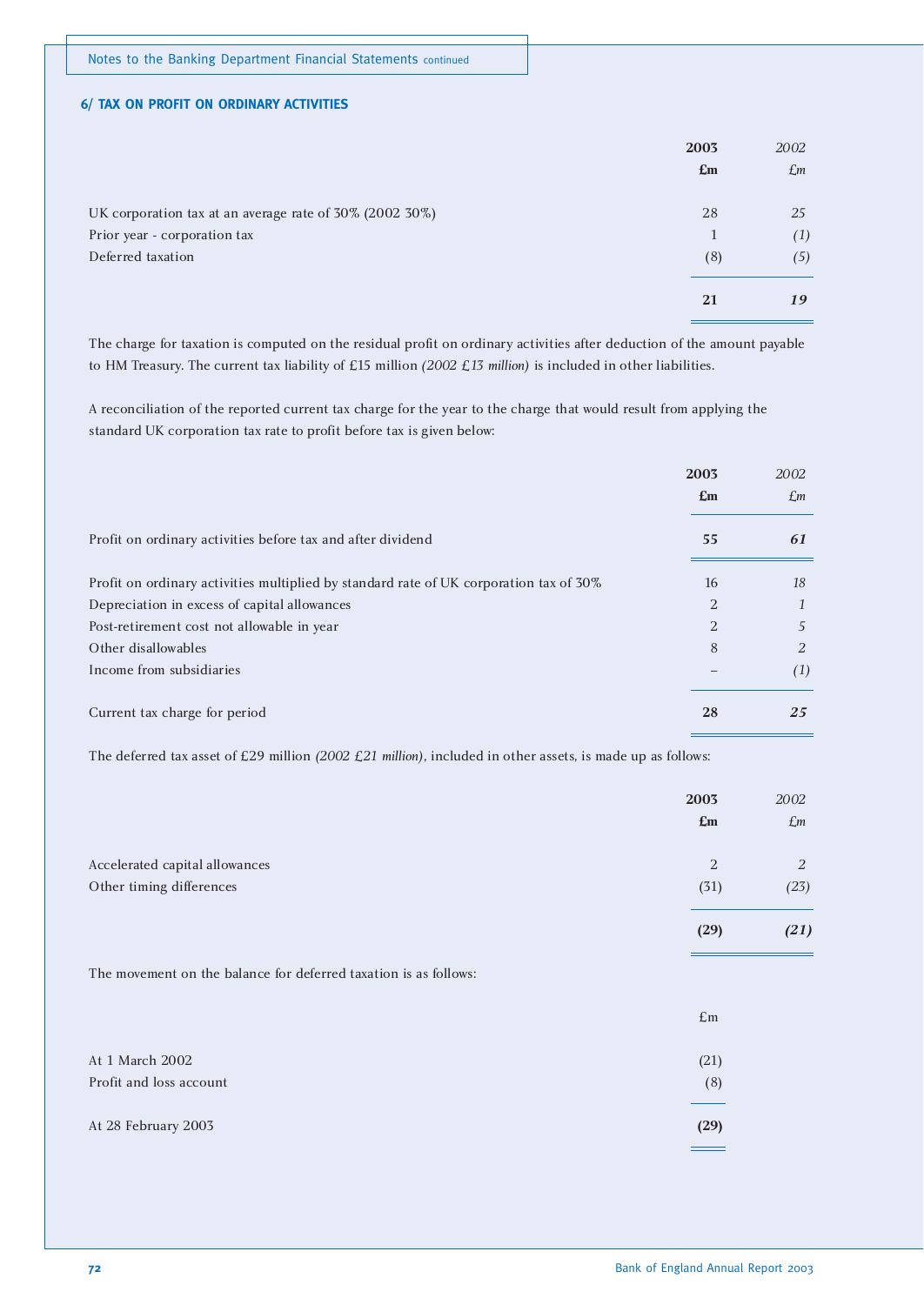Notes to the Banking Department Financial Statements continued

### 6/ TAX ON PROFIT ON ORDINARY ACTIVITIES

| | 2003 £m | *2002 £m* |
|---|---|---|
| UK corporation tax at an average rate of 30% (2002 30%) | 28 | *25* |
| Prior year - corporation tax | 1 | *(1)* |
| Deferred taxation | (8) | *(5)* |
| | **21** | ***19*** |

The charge for taxation is computed on the residual profit on ordinary activities after deduction of the amount payable to HM Treasury. The current tax liability of £15 million *(2002 £13 million)* is included in other liabilities.

A reconciliation of the reported current tax charge for the year to the charge that would result from applying the standard UK corporation tax rate to profit before tax is given below:

| | 2003 £m | *2002 £m* |
|---|---|---|
| Profit on ordinary activities before tax and after dividend | **55** | ***61*** |
| Profit on ordinary activities multiplied by standard rate of UK corporation tax of 30% | 16 | *18* |
| Depreciation in excess of capital allowances | 2 | *1* |
| Post-retirement cost not allowable in year | 2 | *5* |
| Other disallowables | 8 | *2* |
| Income from subsidiaries | – | *(1)* |
| Current tax charge for period | **28** | ***25*** |

The deferred tax asset of £29 million *(2002 £21 million)*, included in other assets, is made up as follows:

| | 2003 £m | *2002 £m* |
|---|---|---|
| Accelerated capital allowances | 2 | *2* |
| Other timing differences | (31) | *(23)* |
| | **(29)** | ***(21)*** |

The movement on the balance for deferred taxation is as follows:

| | £m |
|---|---|
| At 1 March 2002 | (21) |
| Profit and loss account | (8) |
| At 28 February 2003 | **(29)** |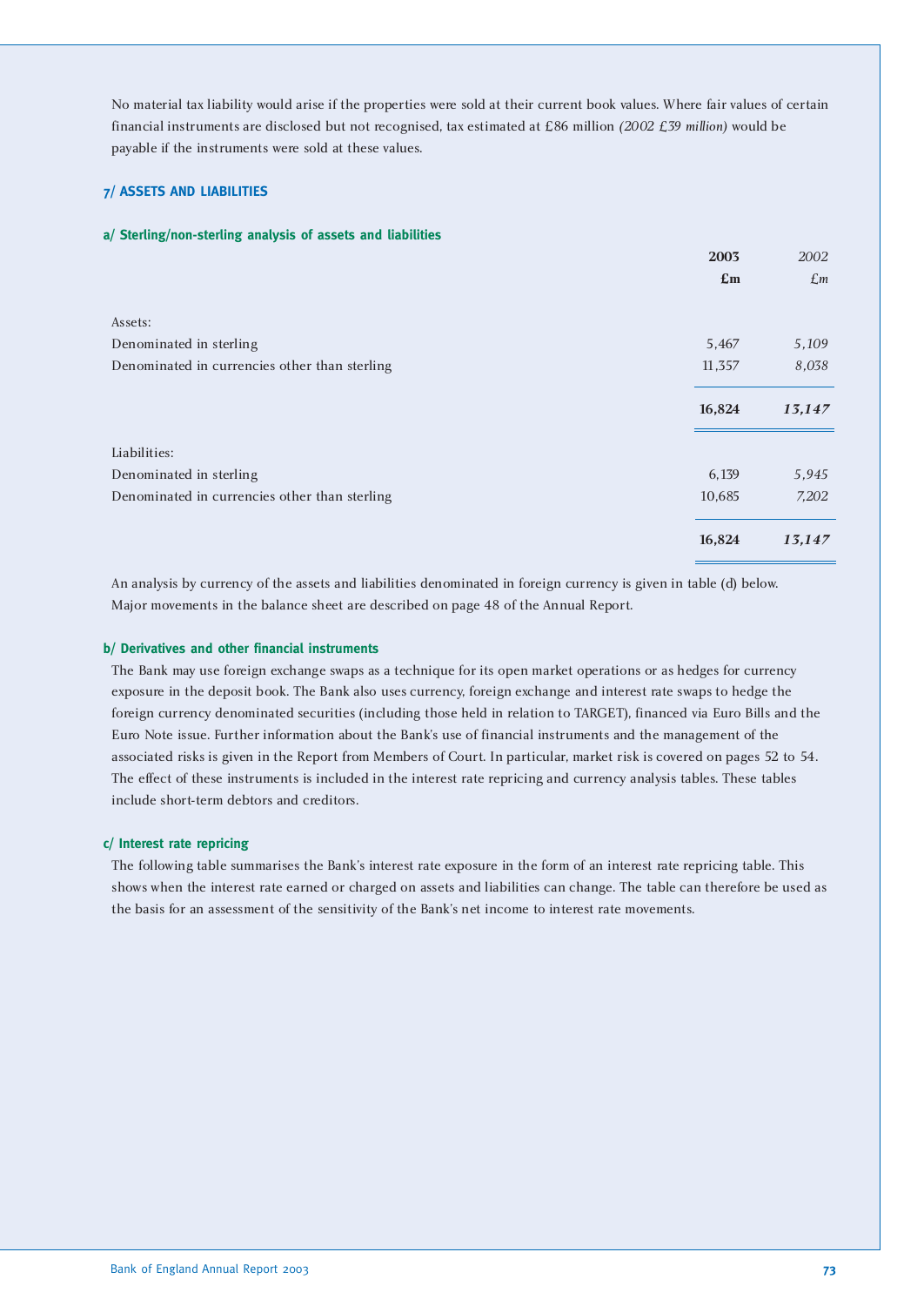No material tax liability would arise if the properties were sold at their current book values. Where fair values of certain financial instruments are disclosed but not recognised, tax estimated at £86 million *(2002 £39 million)* would be payable if the instruments were sold at these values.

## 7/ ASSETS AND LIABILITIES

### a/ Sterling/non-sterling analysis of assets and liabilities

| | 2003 £m | *2002 £m* |
|---|---|---|
| Assets: | | |
| Denominated in sterling | 5,467 | *5,109* |
| Denominated in currencies other than sterling | 11,357 | *8,038* |
| | **16,824** | ***13,147*** |
| Liabilities: | | |
| Denominated in sterling | 6,139 | *5,945* |
| Denominated in currencies other than sterling | 10,685 | *7,202* |
| | **16,824** | ***13,147*** |

An analysis by currency of the assets and liabilities denominated in foreign currency is given in table (d) below. Major movements in the balance sheet are described on page 48 of the Annual Report.

### b/ Derivatives and other financial instruments

The Bank may use foreign exchange swaps as a technique for its open market operations or as hedges for currency exposure in the deposit book. The Bank also uses currency, foreign exchange and interest rate swaps to hedge the foreign currency denominated securities (including those held in relation to TARGET), financed via Euro Bills and the Euro Note issue. Further information about the Bank's use of financial instruments and the management of the associated risks is given in the Report from Members of Court. In particular, market risk is covered on pages 52 to 54. The effect of these instruments is included in the interest rate repricing and currency analysis tables. These tables include short-term debtors and creditors.

### c/ Interest rate repricing

The following table summarises the Bank's interest rate exposure in the form of an interest rate repricing table. This shows when the interest rate earned or charged on assets and liabilities can change. The table can therefore be used as the basis for an assessment of the sensitivity of the Bank's net income to interest rate movements.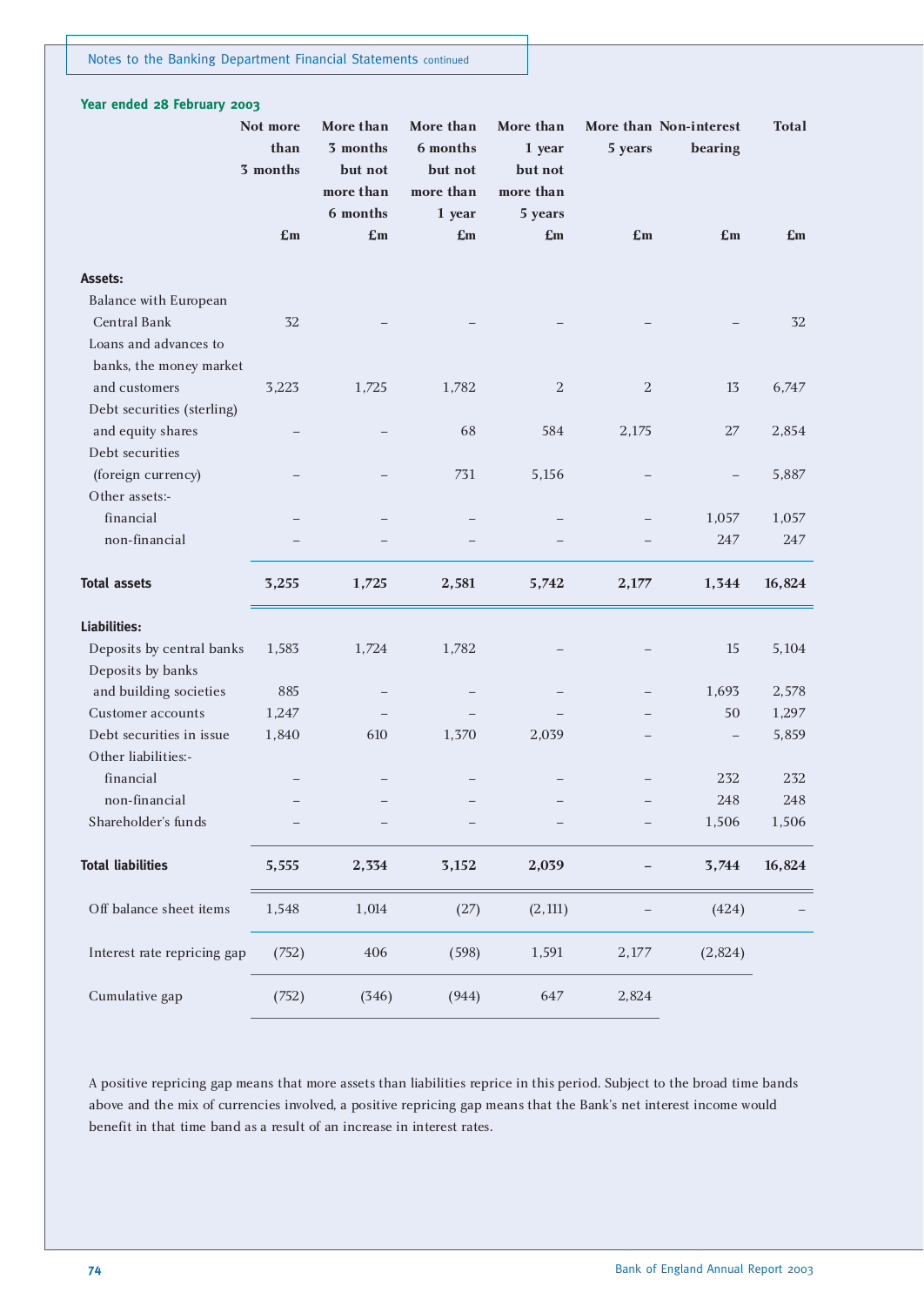**Year ended 28 February 2003**

| | Not more than 3 months | More than 3 months but not more than 6 months | More than 6 months but not more than 1 year | More than 1 year but not more than 5 years | More than 5 years | Non-interest bearing | Total |
|---|---|---|---|---|---|---|---|
| | £m | £m | £m | £m | £m | £m | £m |
| **Assets:** | | | | | | | |
| Balance with European Central Bank | 32 | – | – | – | – | – | 32 |
| Loans and advances to banks, the money market and customers | 3,223 | 1,725 | 1,782 | 2 | 2 | 13 | 6,747 |
| Debt securities (sterling) and equity shares | – | – | 68 | 584 | 2,175 | 27 | 2,854 |
| Debt securities (foreign currency) | – | – | 731 | 5,156 | – | – | 5,887 |
| Other assets:- | | | | | | | |
| financial | – | – | – | – | – | 1,057 | 1,057 |
| non-financial | – | – | – | – | – | 247 | 247 |
| **Total assets** | **3,255** | **1,725** | **2,581** | **5,742** | **2,177** | **1,344** | **16,824** |
| **Liabilities:** | | | | | | | |
| Deposits by central banks | 1,583 | 1,724 | 1,782 | – | – | 15 | 5,104 |
| Deposits by banks and building societies | 885 | – | – | – | – | 1,693 | 2,578 |
| Customer accounts | 1,247 | – | – | – | – | 50 | 1,297 |
| Debt securities in issue | 1,840 | 610 | 1,370 | 2,039 | – | – | 5,859 |
| Other liabilities:- | | | | | | | |
| financial | – | – | – | – | – | 232 | 232 |
| non-financial | – | – | – | – | – | 248 | 248 |
| Shareholder's funds | – | – | – | – | – | 1,506 | 1,506 |
| **Total liabilities** | **5,555** | **2,334** | **3,152** | **2,039** | **–** | **3,744** | **16,824** |
| Off balance sheet items | 1,548 | 1,014 | (27) | (2,111) | – | (424) | – |
| Interest rate repricing gap | (752) | 406 | (598) | 1,591 | 2,177 | (2,824) | |
| Cumulative gap | (752) | (346) | (944) | 647 | 2,824 | | |

A positive repricing gap means that more assets than liabilities reprice in this period. Subject to the broad time bands above and the mix of currencies involved, a positive repricing gap means that the Bank's net interest income would benefit in that time band as a result of an increase in interest rates.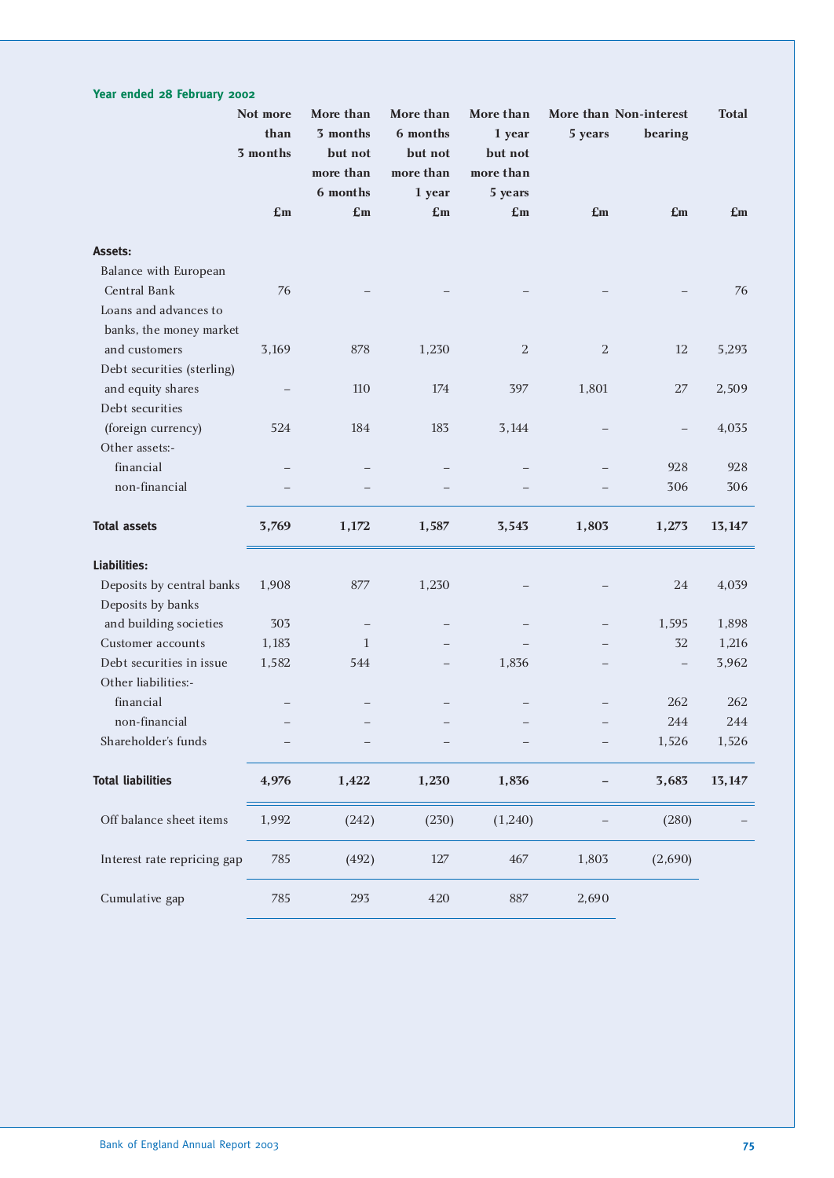**Year ended 28 February 2002**

| | Not more than 3 months £m | More than 3 months but not more than 6 months £m | More than 6 months but not more than 1 year £m | More than 1 year but not more than 5 years £m | More than 5 years £m | Non-interest bearing £m | Total £m |
|---|---|---|---|---|---|---|---|
| **Assets:** | | | | | | | |
| Balance with European Central Bank | 76 | – | – | – | – | – | 76 |
| Loans and advances to banks, the money market and customers | 3,169 | 878 | 1,230 | 2 | 2 | 12 | 5,293 |
| Debt securities (sterling) and equity shares | – | 110 | 174 | 397 | 1,801 | 27 | 2,509 |
| Debt securities (foreign currency) | 524 | 184 | 183 | 3,144 | – | – | 4,035 |
| Other assets:- | | | | | | | |
| financial | – | – | – | – | – | 928 | 928 |
| non-financial | – | – | – | – | – | 306 | 306 |
| **Total assets** | **3,769** | **1,172** | **1,587** | **3,543** | **1,803** | **1,273** | **13,147** |
| **Liabilities:** | | | | | | | |
| Deposits by central banks | 1,908 | 877 | 1,230 | – | – | 24 | 4,039 |
| Deposits by banks and building societies | 303 | – | – | – | – | 1,595 | 1,898 |
| Customer accounts | 1,183 | 1 | – | – | – | 32 | 1,216 |
| Debt securities in issue | 1,582 | 544 | – | 1,836 | – | – | 3,962 |
| Other liabilities:- | | | | | | | |
| financial | – | – | – | – | – | 262 | 262 |
| non-financial | – | – | – | – | – | 244 | 244 |
| Shareholder's funds | – | – | – | – | – | 1,526 | 1,526 |
| **Total liabilities** | **4,976** | **1,422** | **1,230** | **1,836** | **–** | **3,683** | **13,147** |
| Off balance sheet items | 1,992 | (242) | (230) | (1,240) | – | (280) | – |
| Interest rate repricing gap | 785 | (492) | 127 | 467 | 1,803 | (2,690) | |
| Cumulative gap | 785 | 293 | 420 | 887 | 2,690 | | |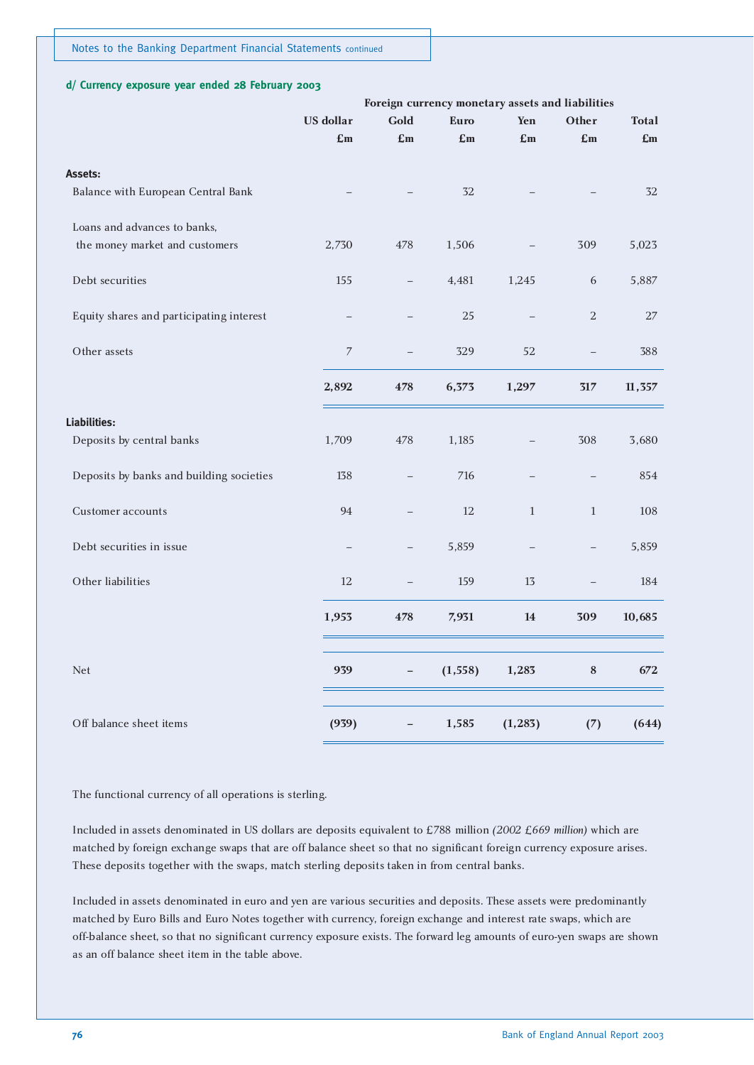### d/ Currency exposure year ended 28 February 2003

| | Foreign currency monetary assets and liabilities | | | | | |
|---|---|---|---|---|---|---|
| | US dollar £m | Gold £m | Euro £m | Yen £m | Other £m | Total £m |
| **Assets:** | | | | | | |
| Balance with European Central Bank | – | – | 32 | – | – | 32 |
| Loans and advances to banks, the money market and customers | 2,730 | 478 | 1,506 | – | 309 | 5,023 |
| Debt securities | 155 | – | 4,481 | 1,245 | 6 | 5,887 |
| Equity shares and participating interest | – | – | 25 | – | 2 | 27 |
| Other assets | 7 | – | 329 | 52 | – | 388 |
| | **2,892** | **478** | **6,373** | **1,297** | **317** | **11,357** |
| **Liabilities:** | | | | | | |
| Deposits by central banks | 1,709 | 478 | 1,185 | – | 308 | 3,680 |
| Deposits by banks and building societies | 138 | – | 716 | – | – | 854 |
| Customer accounts | 94 | – | 12 | 1 | 1 | 108 |
| Debt securities in issue | – | – | 5,859 | – | – | 5,859 |
| Other liabilities | 12 | – | 159 | 13 | – | 184 |
| | **1,953** | **478** | **7,931** | **14** | **309** | **10,685** |
| Net | **939** | **–** | **(1,558)** | **1,283** | **8** | **672** |
| Off balance sheet items | **(939)** | **–** | **1,585** | **(1,283)** | **(7)** | **(644)** |

The functional currency of all operations is sterling.

Included in assets denominated in US dollars are deposits equivalent to £788 million *(2002 £669 million)* which are matched by foreign exchange swaps that are off balance sheet so that no significant foreign currency exposure arises. These deposits together with the swaps, match sterling deposits taken in from central banks.

Included in assets denominated in euro and yen are various securities and deposits. These assets were predominantly matched by Euro Bills and Euro Notes together with currency, foreign exchange and interest rate swaps, which are off-balance sheet, so that no significant currency exposure exists. The forward leg amounts of euro-yen swaps are shown as an off balance sheet item in the table above.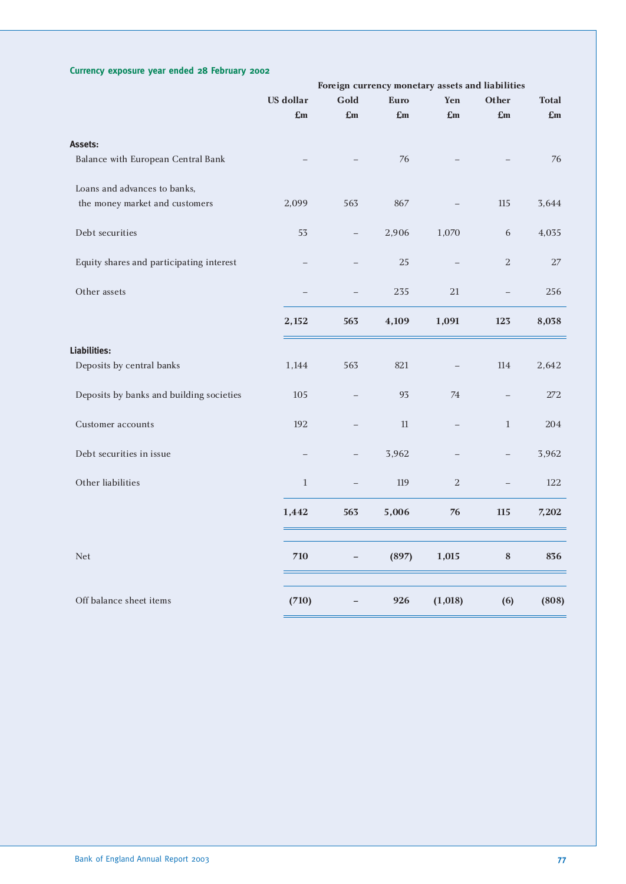### Currency exposure year ended 28 February 2002

| | Foreign currency monetary assets and liabilities | | | | | |
|---|---|---|---|---|---|---|
| | US dollar | Gold | Euro | Yen | Other | Total |
| | £m | £m | £m | £m | £m | £m |
| **Assets:** | | | | | | |
| Balance with European Central Bank | – | – | 76 | – | – | 76 |
| Loans and advances to banks, the money market and customers | 2,099 | 563 | 867 | – | 115 | 3,644 |
| Debt securities | 53 | – | 2,906 | 1,070 | 6 | 4,035 |
| Equity shares and participating interest | – | – | 25 | – | 2 | 27 |
| Other assets | – | – | 235 | 21 | – | 256 |
| | **2,152** | **563** | **4,109** | **1,091** | **123** | **8,038** |
| **Liabilities:** | | | | | | |
| Deposits by central banks | 1,144 | 563 | 821 | – | 114 | 2,642 |
| Deposits by banks and building societies | 105 | – | 93 | 74 | – | 272 |
| Customer accounts | 192 | – | 11 | – | 1 | 204 |
| Debt securities in issue | – | – | 3,962 | – | – | 3,962 |
| Other liabilities | 1 | – | 119 | 2 | – | 122 |
| | **1,442** | **563** | **5,006** | **76** | **115** | **7,202** |
| Net | **710** | **–** | **(897)** | **1,015** | **8** | **836** |
| Off balance sheet items | **(710)** | **–** | **926** | **(1,018)** | **(6)** | **(808)** |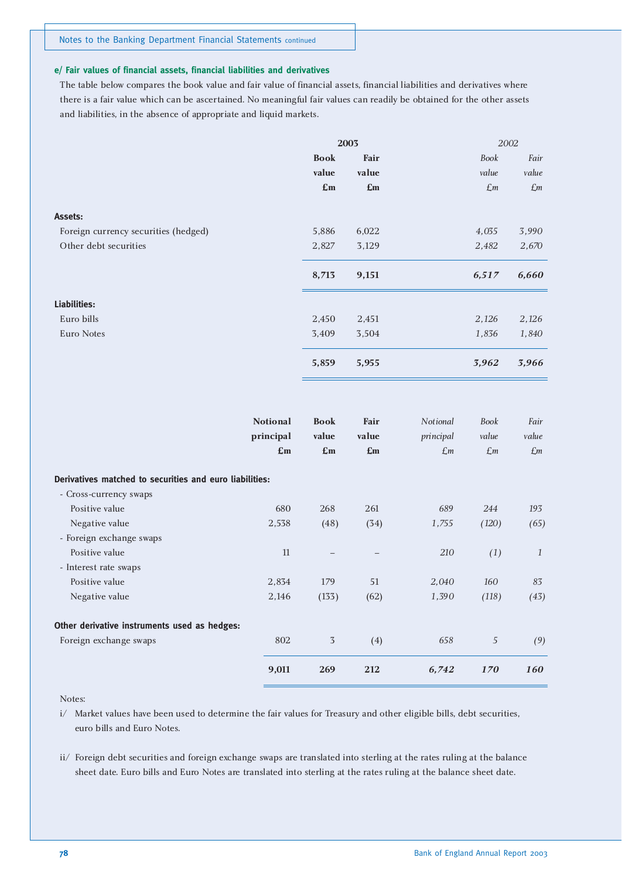### e/ Fair values of financial assets, financial liabilities and derivatives

The table below compares the book value and fair value of financial assets, financial liabilities and derivatives where there is a fair value which can be ascertained. No meaningful fair values can readily be obtained for the other assets and liabilities, in the absence of appropriate and liquid markets.

| | 2003 | | 2002 | |
|---|---|---|---|---|
| | **Book value £m** | **Fair value £m** | *Book value £m* | *Fair value £m* |
| **Assets:** | | | | |
| Foreign currency securities (hedged) | 5,886 | 6,022 | *4,035* | *3,990* |
| Other debt securities | 2,827 | 3,129 | *2,482* | *2,670* |
| | **8,713** | **9,151** | ***6,517*** | ***6,660*** |
| **Liabilities:** | | | | |
| Euro bills | 2,450 | 2,451 | *2,126* | *2,126* |
| Euro Notes | 3,409 | 3,504 | *1,836* | *1,840* |
| | **5,859** | **5,955** | ***3,962*** | ***3,966*** |

| | **Notional principal £m** | **Book value £m** | **Fair value £m** | *Notional principal £m* | *Book value £m* | *Fair value £m* |
|---|---|---|---|---|---|---|
| **Derivatives matched to securities and euro liabilities:** | | | | | | |
| - Cross-currency swaps | | | | | | |
| Positive value | 680 | 268 | 261 | *689* | *244* | *193* |
| Negative value | 2,538 | (48) | (34) | *1,755* | *(120)* | *(65)* |
| - Foreign exchange swaps | | | | | | |
| Positive value | 11 | – | – | *210* | *(1)* | *1* |
| - Interest rate swaps | | | | | | |
| Positive value | 2,834 | 179 | 51 | *2,040* | *160* | *83* |
| Negative value | 2,146 | (133) | (62) | *1,390* | *(118)* | *(43)* |
| **Other derivative instruments used as hedges:** | | | | | | |
| Foreign exchange swaps | 802 | 3 | (4) | *658* | *5* | *(9)* |
| | **9,011** | **269** | **212** | ***6,742*** | ***170*** | ***160*** |

Notes:

i/ Market values have been used to determine the fair values for Treasury and other eligible bills, debt securities, euro bills and Euro Notes.

ii/ Foreign debt securities and foreign exchange swaps are translated into sterling at the rates ruling at the balance sheet date. Euro bills and Euro Notes are translated into sterling at the rates ruling at the balance sheet date.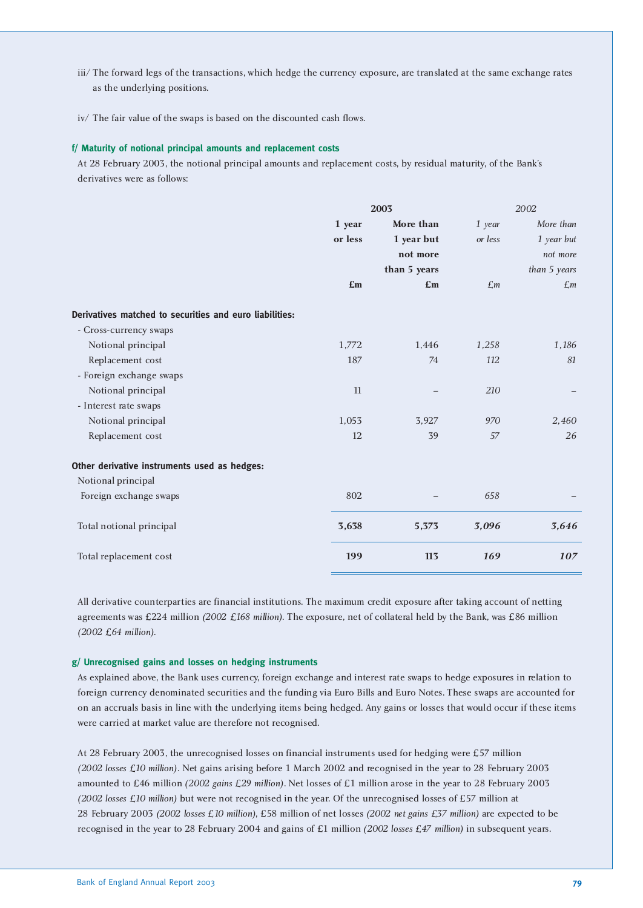iii/ The forward legs of the transactions, which hedge the currency exposure, are translated at the same exchange rates as the underlying positions.

iv/ The fair value of the swaps is based on the discounted cash flows.

### f/ Maturity of notional principal amounts and replacement costs

At 28 February 2003, the notional principal amounts and replacement costs, by residual maturity, of the Bank's derivatives were as follows:

| | **2003** | | *2002* | |
|---|---|---|---|---|
| | **1 year or less** | **More than 1 year but not more than 5 years** | *1 year or less* | *More than 1 year but not more than 5 years* |
| | **£m** | **£m** | *£m* | *£m* |
| **Derivatives matched to securities and euro liabilities:** | | | | |
| - Cross-currency swaps | | | | |
| Notional principal | 1,772 | 1,446 | *1,258* | *1,186* |
| Replacement cost | 187 | 74 | *112* | *81* |
| - Foreign exchange swaps | | | | |
| Notional principal | 11 | – | *210* | – |
| - Interest rate swaps | | | | |
| Notional principal | 1,053 | 3,927 | *970* | *2,460* |
| Replacement cost | 12 | 39 | *57* | *26* |
| **Other derivative instruments used as hedges:** | | | | |
| Notional principal | | | | |
| Foreign exchange swaps | 802 | – | *658* | – |
| Total notional principal | **3,638** | **5,373** | ***3,096*** | ***3,646*** |
| Total replacement cost | **199** | **113** | ***169*** | ***107*** |

All derivative counterparties are financial institutions. The maximum credit exposure after taking account of netting agreements was £224 million *(2002 £168 million)*. The exposure, net of collateral held by the Bank, was £86 million *(2002 £64 million)*.

### g/ Unrecognised gains and losses on hedging instruments

As explained above, the Bank uses currency, foreign exchange and interest rate swaps to hedge exposures in relation to foreign currency denominated securities and the funding via Euro Bills and Euro Notes. These swaps are accounted for on an accruals basis in line with the underlying items being hedged. Any gains or losses that would occur if these items were carried at market value are therefore not recognised.

At 28 February 2003, the unrecognised losses on financial instruments used for hedging were £57 million *(2002 losses £10 million)*. Net gains arising before 1 March 2002 and recognised in the year to 28 February 2003 amounted to £46 million *(2002 gains £29 million)*. Net losses of £1 million arose in the year to 28 February 2003 *(2002 losses £10 million)* but were not recognised in the year. Of the unrecognised losses of £57 million at 28 February 2003 *(2002 losses £10 million)*, £58 million of net losses *(2002 net gains £37 million)* are expected to be recognised in the year to 28 February 2004 and gains of £1 million *(2002 losses £47 million)* in subsequent years.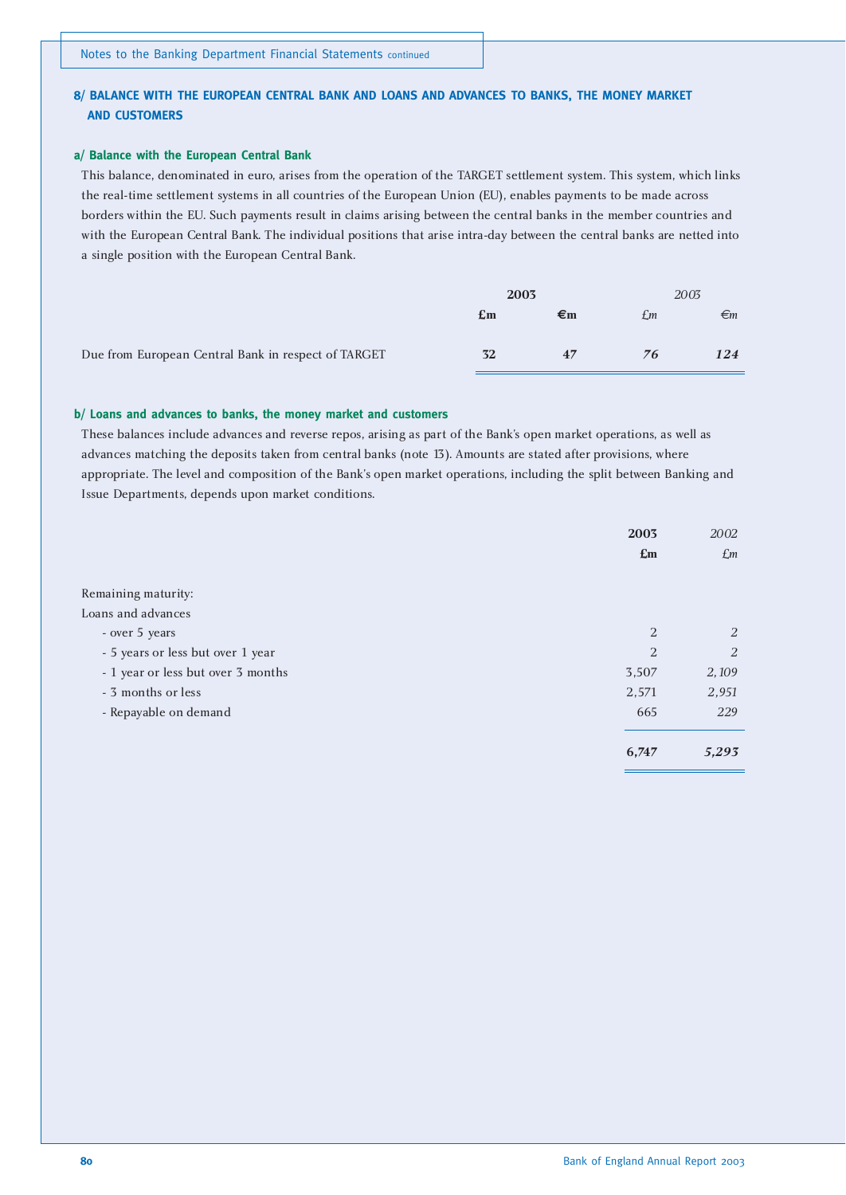## 8/ BALANCE WITH THE EUROPEAN CENTRAL BANK AND LOANS AND ADVANCES TO BANKS, THE MONEY MARKET AND CUSTOMERS

### a/ Balance with the European Central Bank

This balance, denominated in euro, arises from the operation of the TARGET settlement system. This system, which links the real-time settlement systems in all countries of the European Union (EU), enables payments to be made across borders within the EU. Such payments result in claims arising between the central banks in the member countries and with the European Central Bank. The individual positions that arise intra-day between the central banks are netted into a single position with the European Central Bank.

| | **2003** | | *2003* | |
|---|---|---|---|---|
| | **£m** | **€m** | *£m* | *€m* |
| Due from European Central Bank in respect of TARGET | **32** | **47** | ***76*** | ***124*** |

### b/ Loans and advances to banks, the money market and customers

These balances include advances and reverse repos, arising as part of the Bank's open market operations, as well as advances matching the deposits taken from central banks (note 13). Amounts are stated after provisions, where appropriate. The level and composition of the Bank's open market operations, including the split between Banking and Issue Departments, depends upon market conditions.

| | **2003** | *2002* |
|---|---|---|
| | **£m** | *£m* |
| Remaining maturity: | | |
| Loans and advances | | |
| - over 5 years | 2 | *2* |
| - 5 years or less but over 1 year | 2 | *2* |
| - 1 year or less but over 3 months | 3,507 | *2,109* |
| - 3 months or less | 2,571 | *2,951* |
| - Repayable on demand | 665 | *229* |
| | **6,747** | ***5,293*** |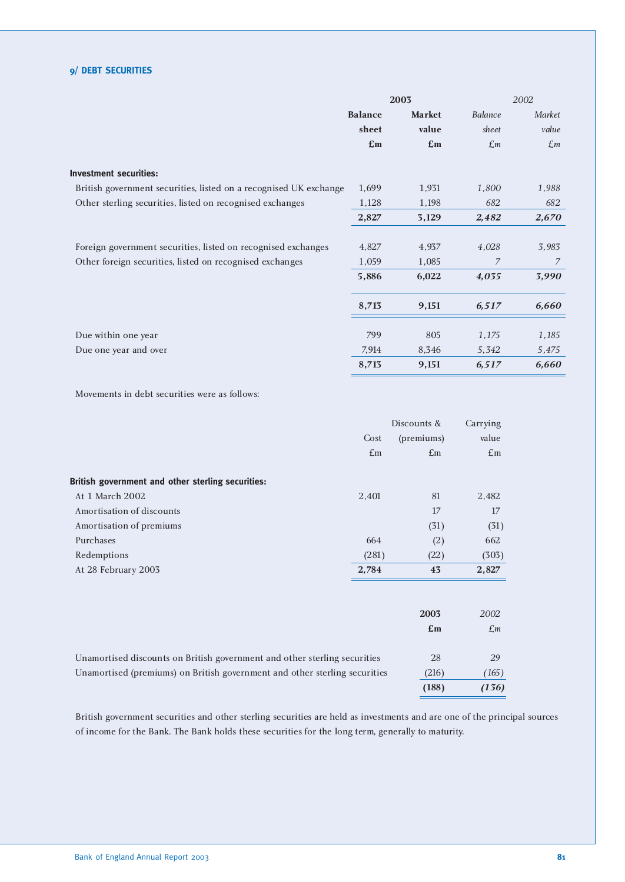## 9/ DEBT SECURITIES

| | 2003 | | 2002 | |
|---|---|---|---|---|
| | **Balance sheet £m** | **Market value £m** | *Balance sheet £m* | *Market value £m* |
| **Investment securities:** | | | | |
| British government securities, listed on a recognised UK exchange | 1,699 | 1,931 | *1,800* | *1,988* |
| Other sterling securities, listed on recognised exchanges | 1,128 | 1,198 | *682* | *682* |
| | **2,827** | **3,129** | ***2,482*** | ***2,670*** |
| Foreign government securities, listed on recognised exchanges | 4,827 | 4,937 | *4,028* | *3,983* |
| Other foreign securities, listed on recognised exchanges | 1,059 | 1,085 | *7* | *7* |
| | **5,886** | **6,022** | ***4,035*** | ***3,990*** |
| | **8,713** | **9,151** | ***6,517*** | ***6,660*** |
| Due within one year | 799 | 805 | *1,175* | *1,185* |
| Due one year and over | 7,914 | 8,346 | *5,342* | *5,475* |
| | **8,713** | **9,151** | ***6,517*** | ***6,660*** |

Movements in debt securities were as follows:

| | Cost £m | Discounts & (premiums) £m | Carrying value £m |
|---|---|---|---|
| **British government and other sterling securities:** | | | |
| At 1 March 2002 | 2,401 | 81 | 2,482 |
| Amortisation of discounts | | 17 | 17 |
| Amortisation of premiums | | (31) | (31) |
| Purchases | 664 | (2) | 662 |
| Redemptions | (281) | (22) | (303) |
| At 28 February 2003 | **2,784** | **43** | **2,827** |

| | **2003 £m** | *2002 £m* |
|---|---|---|
| Unamortised discounts on British government and other sterling securities | 28 | *29* |
| Unamortised (premiums) on British government and other sterling securities | (216) | *(165)* |
| | **(188)** | ***(136)*** |

British government securities and other sterling securities are held as investments and are one of the principal sources of income for the Bank. The Bank holds these securities for the long term, generally to maturity.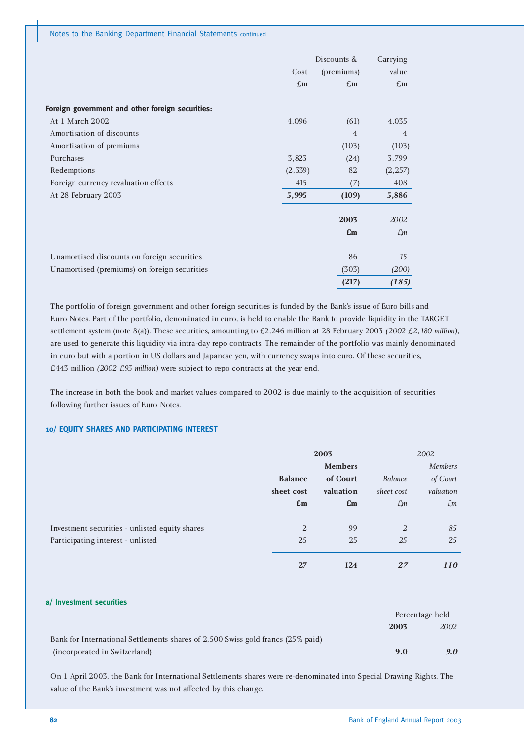| | Cost £m | Discounts & (premiums) £m | Carrying value £m |
|---|---|---|---|
| **Foreign government and other foreign securities:** | | | |
| At 1 March 2002 | 4,096 | (61) | 4,035 |
| Amortisation of discounts | | 4 | 4 |
| Amortisation of premiums | | (103) | (103) |
| Purchases | 3,823 | (24) | 3,799 |
| Redemptions | (2,339) | 82 | (2,257) |
| Foreign currency revaluation effects | 415 | (7) | 408 |
| At 28 February 2003 | **5,995** | **(109)** | **5,886** |

| | **2003** **£m** | *2002* *£m* |
|---|---|---|
| Unamortised discounts on foreign securities | 86 | *15* |
| Unamortised (premiums) on foreign securities | (303) | *(200)* |
| | **(217)** | ***(185)*** |

The portfolio of foreign government and other foreign securities is funded by the Bank's issue of Euro bills and Euro Notes. Part of the portfolio, denominated in euro, is held to enable the Bank to provide liquidity in the TARGET settlement system (note 8(a)). These securities, amounting to £2,246 million at 28 February 2003 *(2002 £2,180 million)*, are used to generate this liquidity via intra-day repo contracts. The remainder of the portfolio was mainly denominated in euro but with a portion in US dollars and Japanese yen, with currency swaps into euro. Of these securities, £443 million *(2002 £93 million)* were subject to repo contracts at the year end.

The increase in both the book and market values compared to 2002 is due mainly to the acquisition of securities following further issues of Euro Notes.

## 10/ EQUITY SHARES AND PARTICIPATING INTEREST

| | **2003** | | *2002* | |
|---|---|---|---|---|
| | **Balance sheet cost £m** | **Members of Court valuation £m** | *Balance sheet cost £m* | *Members of Court valuation £m* |
| Investment securities - unlisted equity shares | 2 | 99 | *2* | *85* |
| Participating interest - unlisted | 25 | 25 | *25* | *25* |
| | **27** | **124** | ***27*** | ***110*** |

### a/ Investment securities

| | Percentage held **2003** | *2002* |
|---|---|---|
| Bank for International Settlements shares of 2,500 Swiss gold francs (25% paid) (incorporated in Switzerland) | **9.0** | ***9.0*** |

On 1 April 2003, the Bank for International Settlements shares were re-denominated into Special Drawing Rights. The value of the Bank's investment was not affected by this change.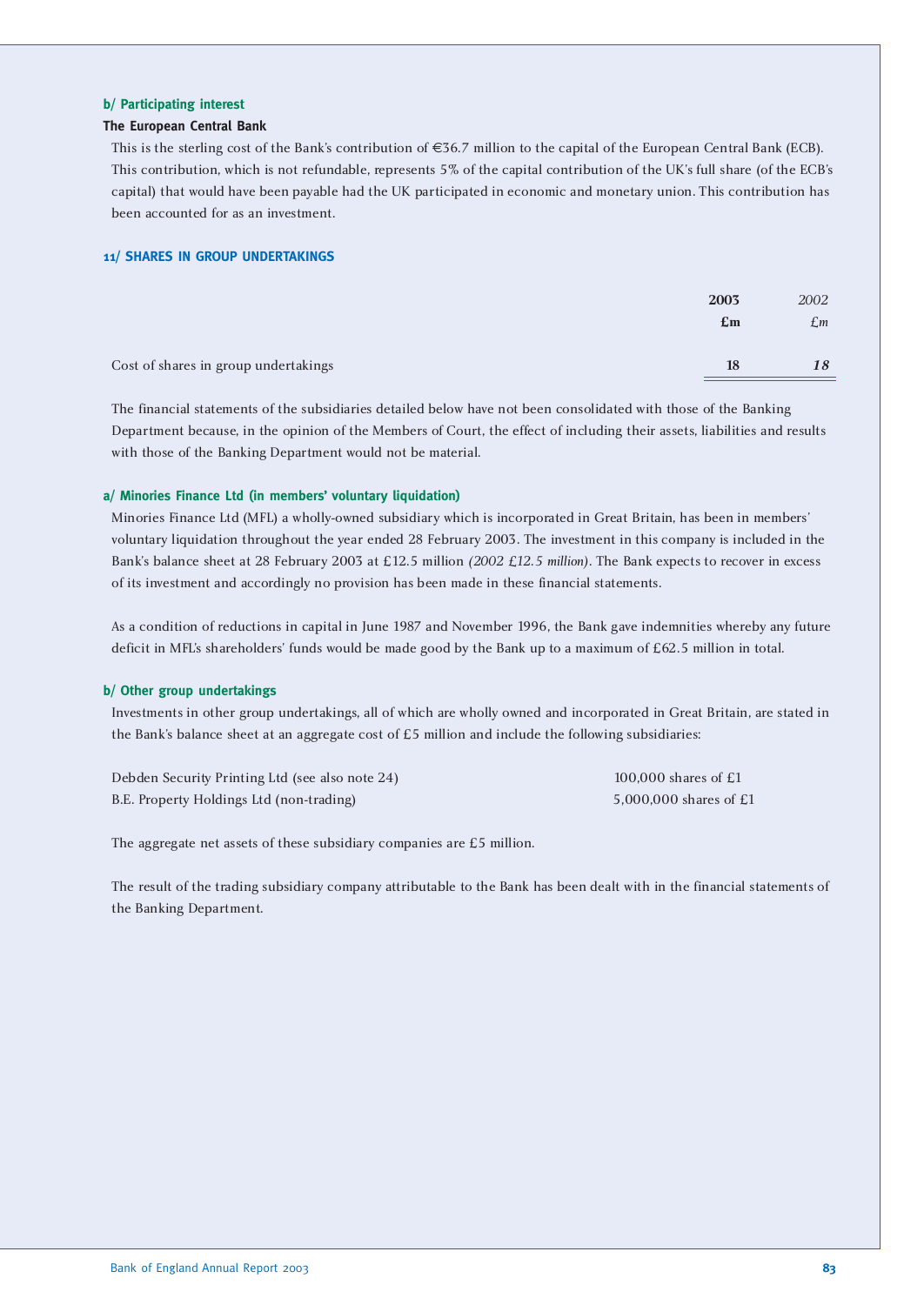### b/ Participating interest

**The European Central Bank**

This is the sterling cost of the Bank's contribution of €36.7 million to the capital of the European Central Bank (ECB). This contribution, which is not refundable, represents 5% of the capital contribution of the UK's full share (of the ECB's capital) that would have been payable had the UK participated in economic and monetary union. This contribution has been accounted for as an investment.

## 11/ SHARES IN GROUP UNDERTAKINGS

| | **2003** **£m** | *2002* *£m* |
|---|---|---|
| Cost of shares in group undertakings | **18** | ***18*** |

The financial statements of the subsidiaries detailed below have not been consolidated with those of the Banking Department because, in the opinion of the Members of Court, the effect of including their assets, liabilities and results with those of the Banking Department would not be material.

### a/ Minories Finance Ltd (in members' voluntary liquidation)

Minories Finance Ltd (MFL) a wholly-owned subsidiary which is incorporated in Great Britain, has been in members' voluntary liquidation throughout the year ended 28 February 2003. The investment in this company is included in the Bank's balance sheet at 28 February 2003 at £12.5 million *(2002 £12.5 million)*. The Bank expects to recover in excess of its investment and accordingly no provision has been made in these financial statements.

As a condition of reductions in capital in June 1987 and November 1996, the Bank gave indemnities whereby any future deficit in MFL's shareholders' funds would be made good by the Bank up to a maximum of £62.5 million in total.

### b/ Other group undertakings

Investments in other group undertakings, all of which are wholly owned and incorporated in Great Britain, are stated in the Bank's balance sheet at an aggregate cost of £5 million and include the following subsidiaries:

| | |
|---|---|
| Debden Security Printing Ltd (see also note 24) | 100,000 shares of £1 |
| B.E. Property Holdings Ltd (non-trading) | 5,000,000 shares of £1 |

The aggregate net assets of these subsidiary companies are £5 million.

The result of the trading subsidiary company attributable to the Bank has been dealt with in the financial statements of the Banking Department.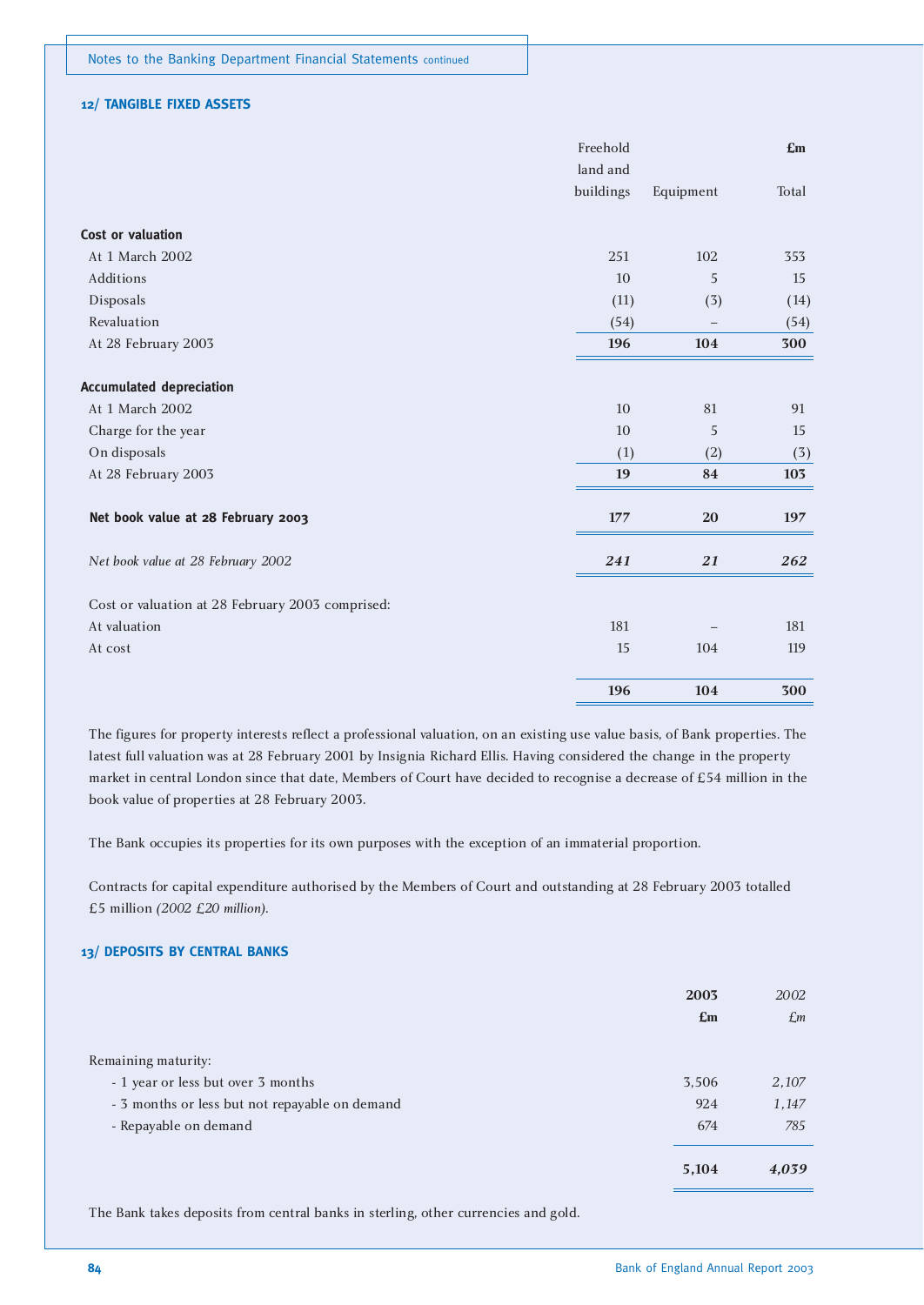Notes to the Banking Department Financial Statements continued

## 12/ TANGIBLE FIXED ASSETS

| | Freehold land and buildings | Equipment | £m Total |
|---|---|---|---|
| **Cost or valuation** | | | |
| At 1 March 2002 | 251 | 102 | 353 |
| Additions | 10 | 5 | 15 |
| Disposals | (11) | (3) | (14) |
| Revaluation | (54) | – | (54) |
| At 28 February 2003 | **196** | **104** | **300** |
| **Accumulated depreciation** | | | |
| At 1 March 2002 | 10 | 81 | 91 |
| Charge for the year | 10 | 5 | 15 |
| On disposals | (1) | (2) | (3) |
| At 28 February 2003 | **19** | **84** | **103** |
| **Net book value at 28 February 2003** | **177** | **20** | **197** |
| *Net book value at 28 February 2002* | ***241*** | ***21*** | ***262*** |
| Cost or valuation at 28 February 2003 comprised: | | | |
| At valuation | 181 | – | 181 |
| At cost | 15 | 104 | 119 |
| | **196** | **104** | **300** |

The figures for property interests reflect a professional valuation, on an existing use value basis, of Bank properties. The latest full valuation was at 28 February 2001 by Insignia Richard Ellis. Having considered the change in the property market in central London since that date, Members of Court have decided to recognise a decrease of £54 million in the book value of properties at 28 February 2003.

The Bank occupies its properties for its own purposes with the exception of an immaterial proportion.

Contracts for capital expenditure authorised by the Members of Court and outstanding at 28 February 2003 totalled £5 million *(2002 £20 million)*.

## 13/ DEPOSITS BY CENTRAL BANKS

| | **2003** £m | *2002* *£m* |
|---|---|---|
| Remaining maturity: | | |
| - 1 year or less but over 3 months | 3,506 | *2,107* |
| - 3 months or less but not repayable on demand | 924 | *1,147* |
| - Repayable on demand | 674 | *785* |
| | **5,104** | ***4,039*** |

The Bank takes deposits from central banks in sterling, other currencies and gold.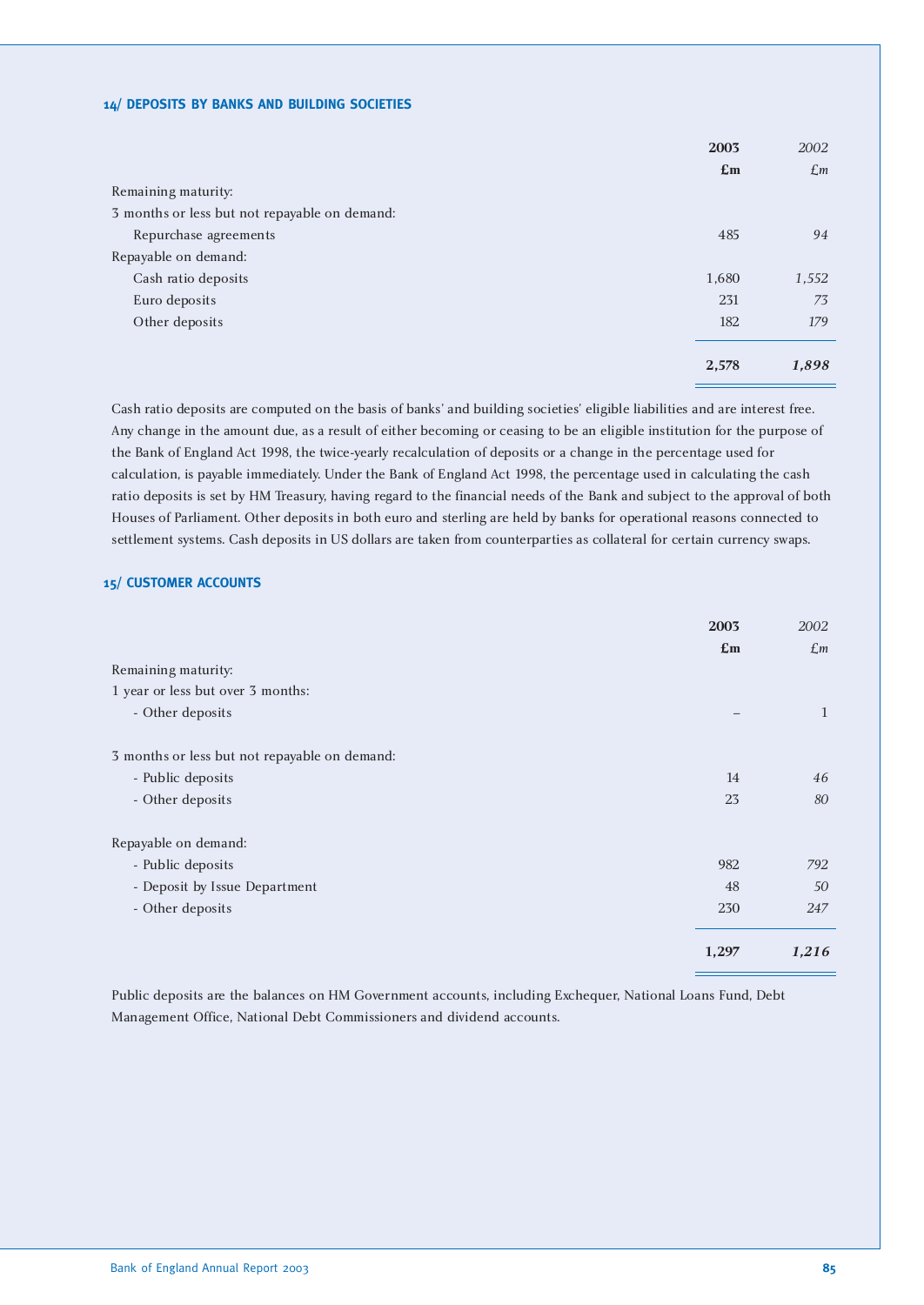## 14/ DEPOSITS BY BANKS AND BUILDING SOCIETIES

| | **2003** | *2002* |
|---|---|---|
| | **£m** | *£m* |
| Remaining maturity: | | |
| 3 months or less but not repayable on demand: | | |
| Repurchase agreements | 485 | *94* |
| Repayable on demand: | | |
| Cash ratio deposits | 1,680 | *1,552* |
| Euro deposits | 231 | *73* |
| Other deposits | 182 | *179* |
| | **2,578** | ***1,898*** |

Cash ratio deposits are computed on the basis of banks' and building societies' eligible liabilities and are interest free. Any change in the amount due, as a result of either becoming or ceasing to be an eligible institution for the purpose of the Bank of England Act 1998, the twice-yearly recalculation of deposits or a change in the percentage used for calculation, is payable immediately. Under the Bank of England Act 1998, the percentage used in calculating the cash ratio deposits is set by HM Treasury, having regard to the financial needs of the Bank and subject to the approval of both Houses of Parliament. Other deposits in both euro and sterling are held by banks for operational reasons connected to settlement systems. Cash deposits in US dollars are taken from counterparties as collateral for certain currency swaps.

## 15/ CUSTOMER ACCOUNTS

| | **2003** | *2002* |
|---|---|---|
| | **£m** | *£m* |
| Remaining maturity: | | |
| 1 year or less but over 3 months: | | |
| - Other deposits | – | 1 |
| | | |
| 3 months or less but not repayable on demand: | | |
| - Public deposits | 14 | *46* |
| - Other deposits | 23 | *80* |
| | | |
| Repayable on demand: | | |
| - Public deposits | 982 | *792* |
| - Deposit by Issue Department | 48 | *50* |
| - Other deposits | 230 | *247* |
| | **1,297** | ***1,216*** |

Public deposits are the balances on HM Government accounts, including Exchequer, National Loans Fund, Debt Management Office, National Debt Commissioners and dividend accounts.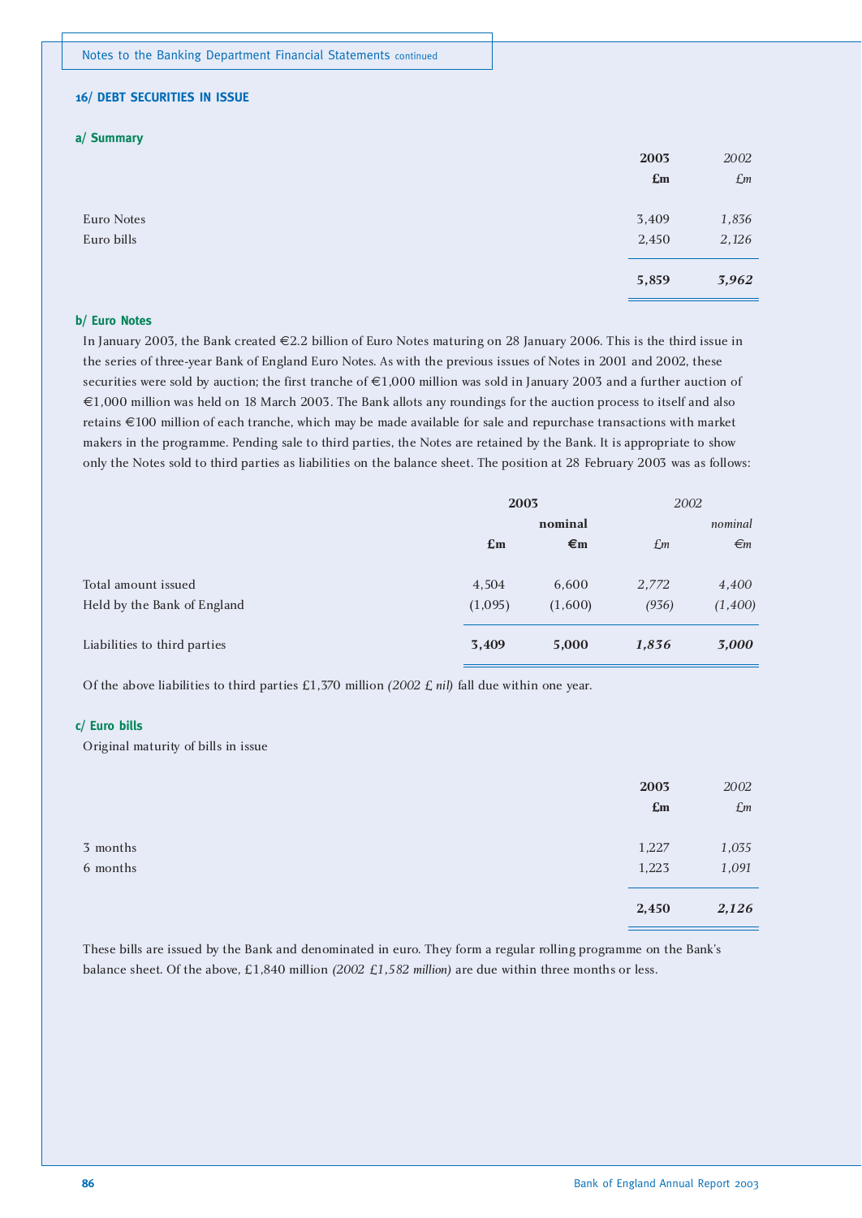## 16/ DEBT SECURITIES IN ISSUE

### a/ Summary

| | 2003 £m | *2002 £m* |
|---|---|---|
| Euro Notes | 3,409 | *1,836* |
| Euro bills | 2,450 | *2,126* |
| | **5,859** | ***3,962*** |

### b/ Euro Notes

In January 2003, the Bank created €2.2 billion of Euro Notes maturing on 28 January 2006. This is the third issue in the series of three-year Bank of England Euro Notes. As with the previous issues of Notes in 2001 and 2002, these securities were sold by auction; the first tranche of €1,000 million was sold in January 2003 and a further auction of €1,000 million was held on 18 March 2003. The Bank allots any roundings for the auction process to itself and also retains €100 million of each tranche, which may be made available for sale and repurchase transactions with market makers in the programme. Pending sale to third parties, the Notes are retained by the Bank. It is appropriate to show only the Notes sold to third parties as liabilities on the balance sheet. The position at 28 February 2003 was as follows:

| | 2003 | | *2002* | |
|---|---|---|---|---|
| | | nominal | | *nominal* |
| | £m | €m | *£m* | *€m* |
| Total amount issued | 4,504 | 6,600 | *2,772* | *4,400* |
| Held by the Bank of England | (1,095) | (1,600) | *(936)* | *(1,400)* |
| Liabilities to third parties | **3,409** | **5,000** | ***1,836*** | ***3,000*** |

Of the above liabilities to third parties £1,370 million *(2002 £ nil)* fall due within one year.

### c/ Euro bills

Original maturity of bills in issue

| | 2003 £m | *2002 £m* |
|---|---|---|
| 3 months | 1,227 | *1,035* |
| 6 months | 1,223 | *1,091* |
| | **2,450** | ***2,126*** |

These bills are issued by the Bank and denominated in euro. They form a regular rolling programme on the Bank's balance sheet. Of the above, £1,840 million *(2002 £1,582 million)* are due within three months or less.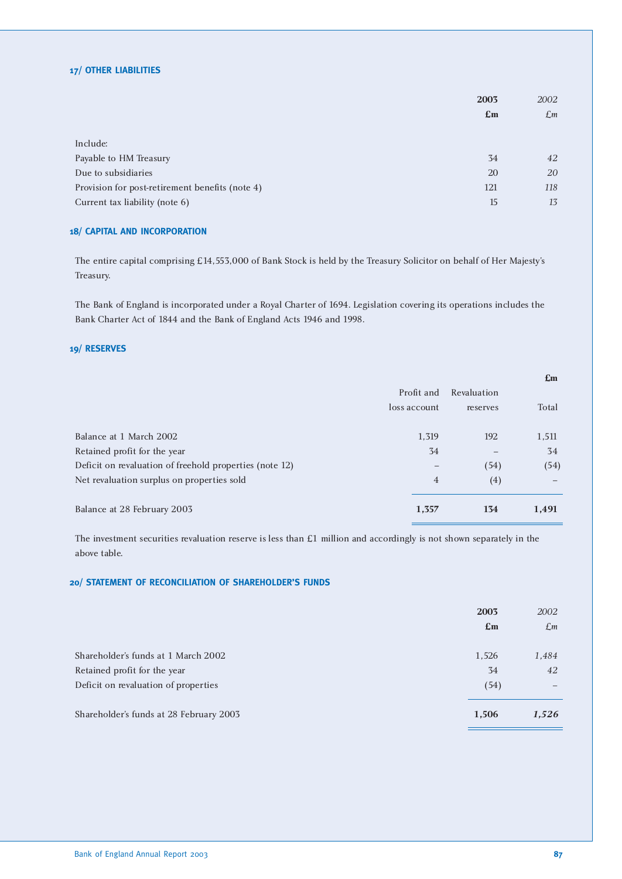## 17/ OTHER LIABILITIES

| | 2003 £m | *2002 £m* |
|---|---|---|
| Include: | | |
| Payable to HM Treasury | 34 | *42* |
| Due to subsidiaries | 20 | *20* |
| Provision for post-retirement benefits (note 4) | 121 | *118* |
| Current tax liability (note 6) | 15 | *13* |

## 18/ CAPITAL AND INCORPORATION

The entire capital comprising £14,553,000 of Bank Stock is held by the Treasury Solicitor on behalf of Her Majesty's Treasury.

The Bank of England is incorporated under a Royal Charter of 1694. Legislation covering its operations includes the Bank Charter Act of 1844 and the Bank of England Acts 1946 and 1998.

## 19/ RESERVES

| | Profit and loss account | Revaluation reserves | Total £m |
|---|---|---|---|
| Balance at 1 March 2002 | 1,319 | 192 | 1,511 |
| Retained profit for the year | 34 | – | 34 |
| Deficit on revaluation of freehold properties (note 12) | – | (54) | (54) |
| Net revaluation surplus on properties sold | 4 | (4) | – |
| Balance at 28 February 2003 | **1,357** | **134** | **1,491** |

The investment securities revaluation reserve is less than £1 million and accordingly is not shown separately in the above table.

## 20/ STATEMENT OF RECONCILIATION OF SHAREHOLDER'S FUNDS

| | 2003 £m | *2002 £m* |
|---|---|---|
| Shareholder's funds at 1 March 2002 | 1,526 | *1,484* |
| Retained profit for the year | 34 | *42* |
| Deficit on revaluation of properties | (54) | *–* |
| Shareholder's funds at 28 February 2003 | **1,506** | ***1,526*** |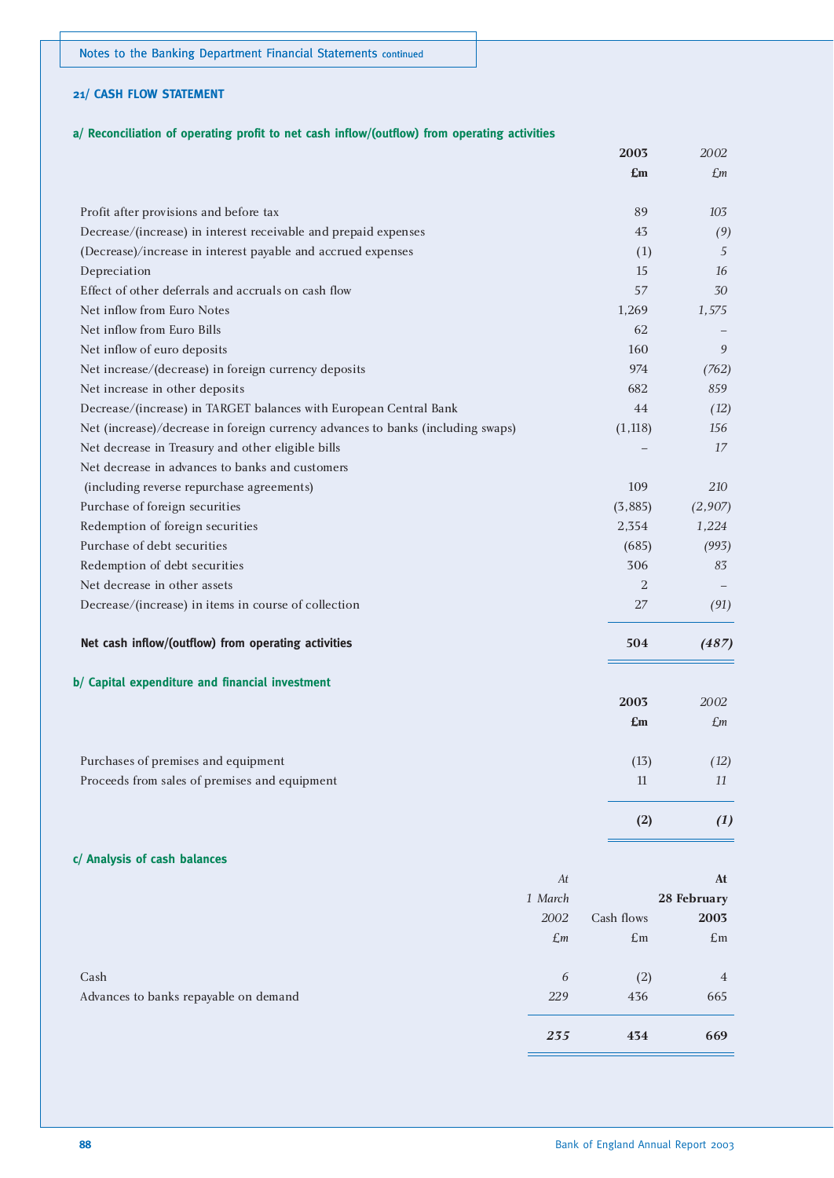Notes to the Banking Department Financial Statements continued

## 21/ CASH FLOW STATEMENT

### a/ Reconciliation of operating profit to net cash inflow/(outflow) from operating activities

| | 2003 £m | 2002 £m |
|---|---|---|
| Profit after provisions and before tax | 89 | 103 |
| Decrease/(increase) in interest receivable and prepaid expenses | 43 | (9) |
| (Decrease)/increase in interest payable and accrued expenses | (1) | 5 |
| Depreciation | 15 | 16 |
| Effect of other deferrals and accruals on cash flow | 57 | 30 |
| Net inflow from Euro Notes | 1,269 | 1,575 |
| Net inflow from Euro Bills | 62 | – |
| Net inflow of euro deposits | 160 | 9 |
| Net increase/(decrease) in foreign currency deposits | 974 | (762) |
| Net increase in other deposits | 682 | 859 |
| Decrease/(increase) in TARGET balances with European Central Bank | 44 | (12) |
| Net (increase)/decrease in foreign currency advances to banks (including swaps) | (1,118) | 156 |
| Net decrease in Treasury and other eligible bills | – | 17 |
| Net decrease in advances to banks and customers (including reverse repurchase agreements) | 109 | 210 |
| Purchase of foreign securities | (3,885) | (2,907) |
| Redemption of foreign securities | 2,354 | 1,224 |
| Purchase of debt securities | (685) | (993) |
| Redemption of debt securities | 306 | 83 |
| Net decrease in other assets | 2 | – |
| Decrease/(increase) in items in course of collection | 27 | (91) |
| **Net cash inflow/(outflow) from operating activities** | **504** | ***(487)*** |

### b/ Capital expenditure and financial investment

| | 2003 £m | 2002 £m |
|---|---|---|
| Purchases of premises and equipment | (13) | (12) |
| Proceeds from sales of premises and equipment | 11 | 11 |
| | **(2)** | ***(1)*** |

### c/ Analysis of cash balances

| | At 1 March 2002 £m | Cash flows £m | At 28 February 2003 £m |
|---|---|---|---|
| Cash | 6 | (2) | 4 |
| Advances to banks repayable on demand | 229 | 436 | 665 |
| | ***235*** | **434** | **669** |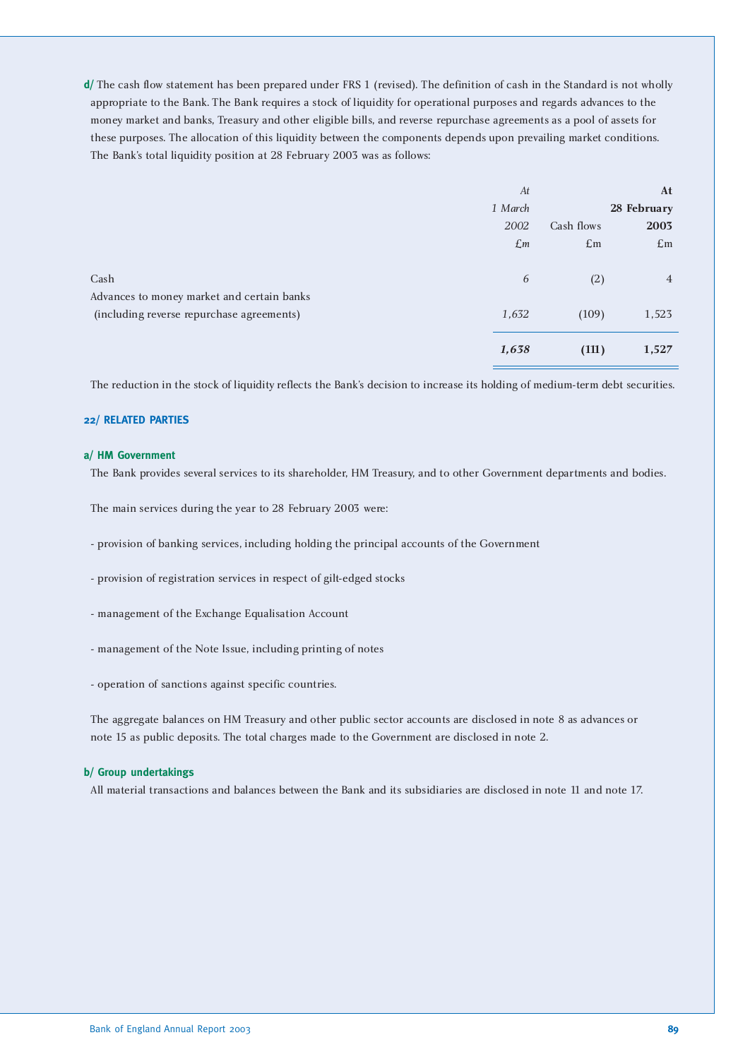**d/** The cash flow statement has been prepared under FRS 1 (revised). The definition of cash in the Standard is not wholly appropriate to the Bank. The Bank requires a stock of liquidity for operational purposes and regards advances to the money market and banks, Treasury and other eligible bills, and reverse repurchase agreements as a pool of assets for these purposes. The allocation of this liquidity between the components depends upon prevailing market conditions. The Bank's total liquidity position at 28 February 2003 was as follows:

| | *At 1 March 2002* | Cash flows | **At 28 February 2003** |
|---|---|---|---|
| | *£m* | £m | £m |
| Cash | *6* | (2) | 4 |
| Advances to money market and certain banks (including reverse repurchase agreements) | *1,632* | (109) | 1,523 |
| | ***1,638*** | **(111)** | **1,527** |

The reduction in the stock of liquidity reflects the Bank's decision to increase its holding of medium-term debt securities.

## 22/ RELATED PARTIES

### a/ HM Government

The Bank provides several services to its shareholder, HM Treasury, and to other Government departments and bodies.

The main services during the year to 28 February 2003 were:

- provision of banking services, including holding the principal accounts of the Government
- provision of registration services in respect of gilt-edged stocks
- management of the Exchange Equalisation Account
- management of the Note Issue, including printing of notes
- operation of sanctions against specific countries.

The aggregate balances on HM Treasury and other public sector accounts are disclosed in note 8 as advances or note 15 as public deposits. The total charges made to the Government are disclosed in note 2.

### b/ Group undertakings

All material transactions and balances between the Bank and its subsidiaries are disclosed in note 11 and note 17.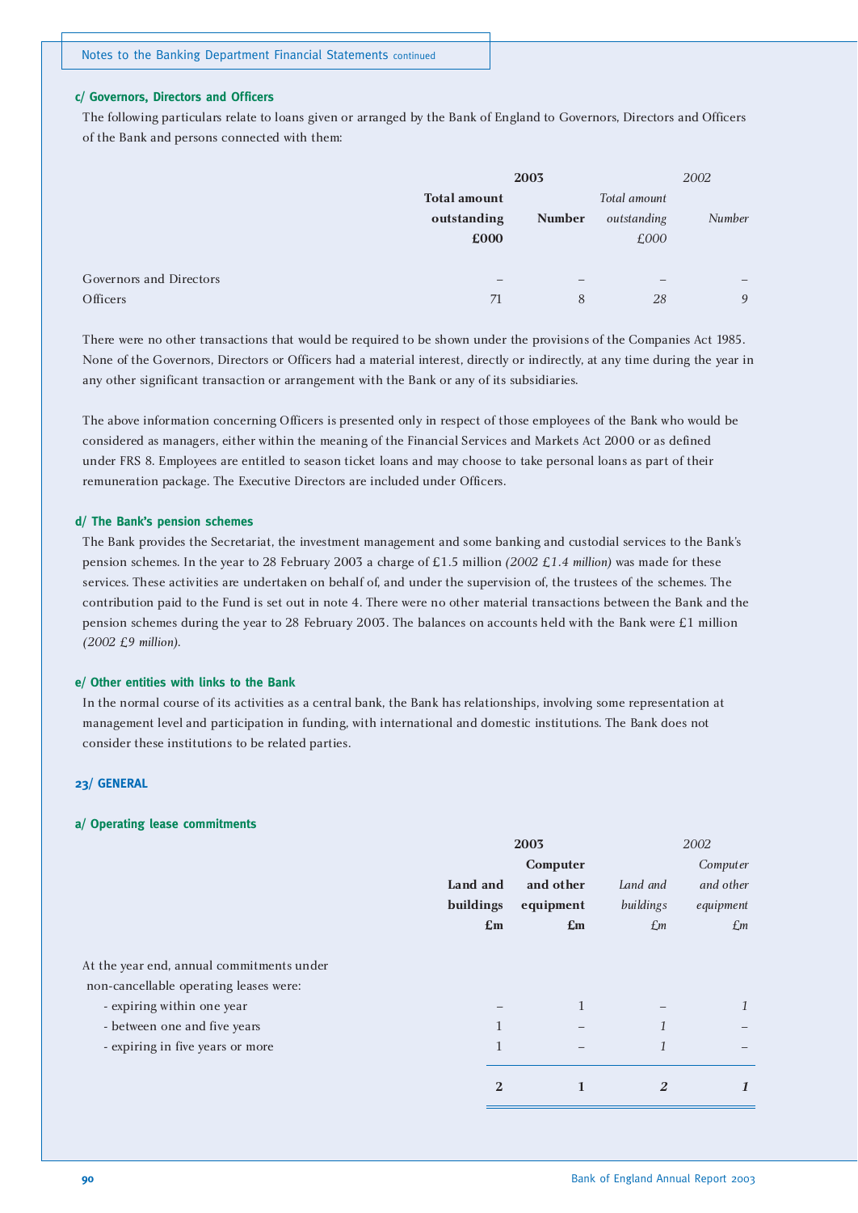Notes to the Banking Department Financial Statements *continued*

### c/ Governors, Directors and Officers

The following particulars relate to loans given or arranged by the Bank of England to Governors, Directors and Officers of the Bank and persons connected with them:

| | **2003** | | *2002* | |
|---|---|---|---|---|
| | **Total amount outstanding £000** | **Number** | *Total amount outstanding £000* | *Number* |
| Governors and Directors | – | – | *–* | *–* |
| Officers | 71 | 8 | *28* | *9* |

There were no other transactions that would be required to be shown under the provisions of the Companies Act 1985. None of the Governors, Directors or Officers had a material interest, directly or indirectly, at any time during the year in any other significant transaction or arrangement with the Bank or any of its subsidiaries.

The above information concerning Officers is presented only in respect of those employees of the Bank who would be considered as managers, either within the meaning of the Financial Services and Markets Act 2000 or as defined under FRS 8. Employees are entitled to season ticket loans and may choose to take personal loans as part of their remuneration package. The Executive Directors are included under Officers.

### d/ The Bank's pension schemes

The Bank provides the Secretariat, the investment management and some banking and custodial services to the Bank's pension schemes. In the year to 28 February 2003 a charge of £1.5 million *(2002 £1.4 million)* was made for these services. These activities are undertaken on behalf of, and under the supervision of, the trustees of the schemes. The contribution paid to the Fund is set out in note 4. There were no other material transactions between the Bank and the pension schemes during the year to 28 February 2003. The balances on accounts held with the Bank were £1 million *(2002 £9 million)*.

### e/ Other entities with links to the Bank

In the normal course of its activities as a central bank, the Bank has relationships, involving some representation at management level and participation in funding, with international and domestic institutions. The Bank does not consider these institutions to be related parties.

## 23/ GENERAL

### a/ Operating lease commitments

| | **2003** | | *2002* | |
|---|---|---|---|---|
| | **Land and buildings £m** | **Computer and other equipment £m** | *Land and buildings £m* | *Computer and other equipment £m* |
| At the year end, annual commitments under non-cancellable operating leases were: | | | | |
| - expiring within one year | – | 1 | *–* | *1* |
| - between one and five years | 1 | – | *1* | *–* |
| - expiring in five years or more | 1 | – | *1* | *–* |
| | **2** | **1** | ***2*** | ***1*** |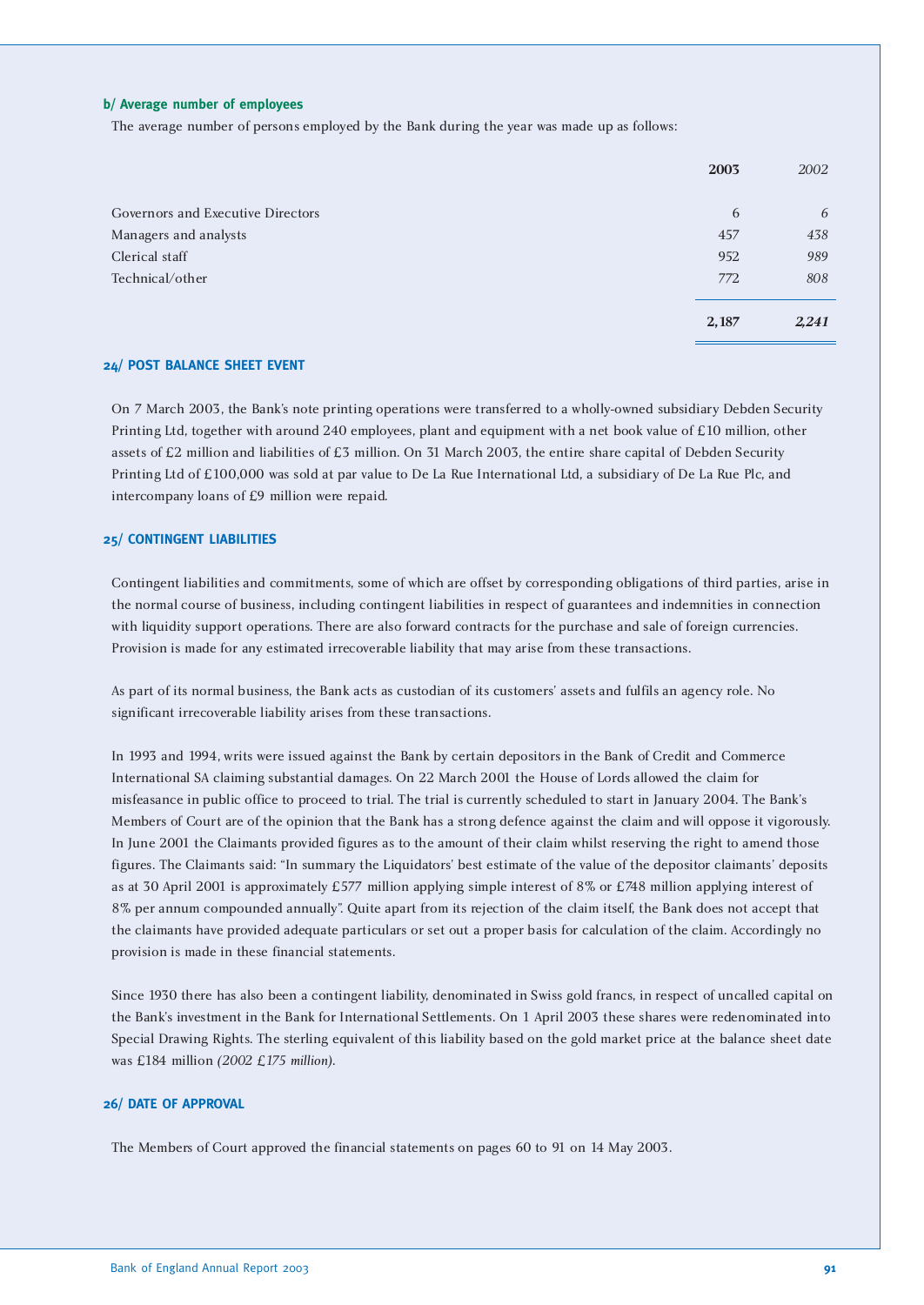### b/ Average number of employees

The average number of persons employed by the Bank during the year was made up as follows:

| | **2003** | *2002* |
|---|---|---|
| Governors and Executive Directors | 6 | *6* |
| Managers and analysts | 457 | *438* |
| Clerical staff | 952 | *989* |
| Technical/other | 772 | *808* |
| | **2,187** | ***2,241*** |

## 24/ POST BALANCE SHEET EVENT

On 7 March 2003, the Bank's note printing operations were transferred to a wholly-owned subsidiary Debden Security Printing Ltd, together with around 240 employees, plant and equipment with a net book value of £10 million, other assets of £2 million and liabilities of £3 million. On 31 March 2003, the entire share capital of Debden Security Printing Ltd of £100,000 was sold at par value to De La Rue International Ltd, a subsidiary of De La Rue Plc, and intercompany loans of £9 million were repaid.

## 25/ CONTINGENT LIABILITIES

Contingent liabilities and commitments, some of which are offset by corresponding obligations of third parties, arise in the normal course of business, including contingent liabilities in respect of guarantees and indemnities in connection with liquidity support operations. There are also forward contracts for the purchase and sale of foreign currencies. Provision is made for any estimated irrecoverable liability that may arise from these transactions.

As part of its normal business, the Bank acts as custodian of its customers' assets and fulfils an agency role. No significant irrecoverable liability arises from these transactions.

In 1993 and 1994, writs were issued against the Bank by certain depositors in the Bank of Credit and Commerce International SA claiming substantial damages. On 22 March 2001 the House of Lords allowed the claim for misfeasance in public office to proceed to trial. The trial is currently scheduled to start in January 2004. The Bank's Members of Court are of the opinion that the Bank has a strong defence against the claim and will oppose it vigorously. In June 2001 the Claimants provided figures as to the amount of their claim whilst reserving the right to amend those figures. The Claimants said: "In summary the Liquidators' best estimate of the value of the depositor claimants' deposits as at 30 April 2001 is approximately £577 million applying simple interest of 8% or £748 million applying interest of 8% per annum compounded annually". Quite apart from its rejection of the claim itself, the Bank does not accept that the claimants have provided adequate particulars or set out a proper basis for calculation of the claim. Accordingly no provision is made in these financial statements.

Since 1930 there has also been a contingent liability, denominated in Swiss gold francs, in respect of uncalled capital on the Bank's investment in the Bank for International Settlements. On 1 April 2003 these shares were redenominated into Special Drawing Rights. The sterling equivalent of this liability based on the gold market price at the balance sheet date was £184 million *(2002 £175 million)*.

## 26/ DATE OF APPROVAL

The Members of Court approved the financial statements on pages 60 to 91 on 14 May 2003.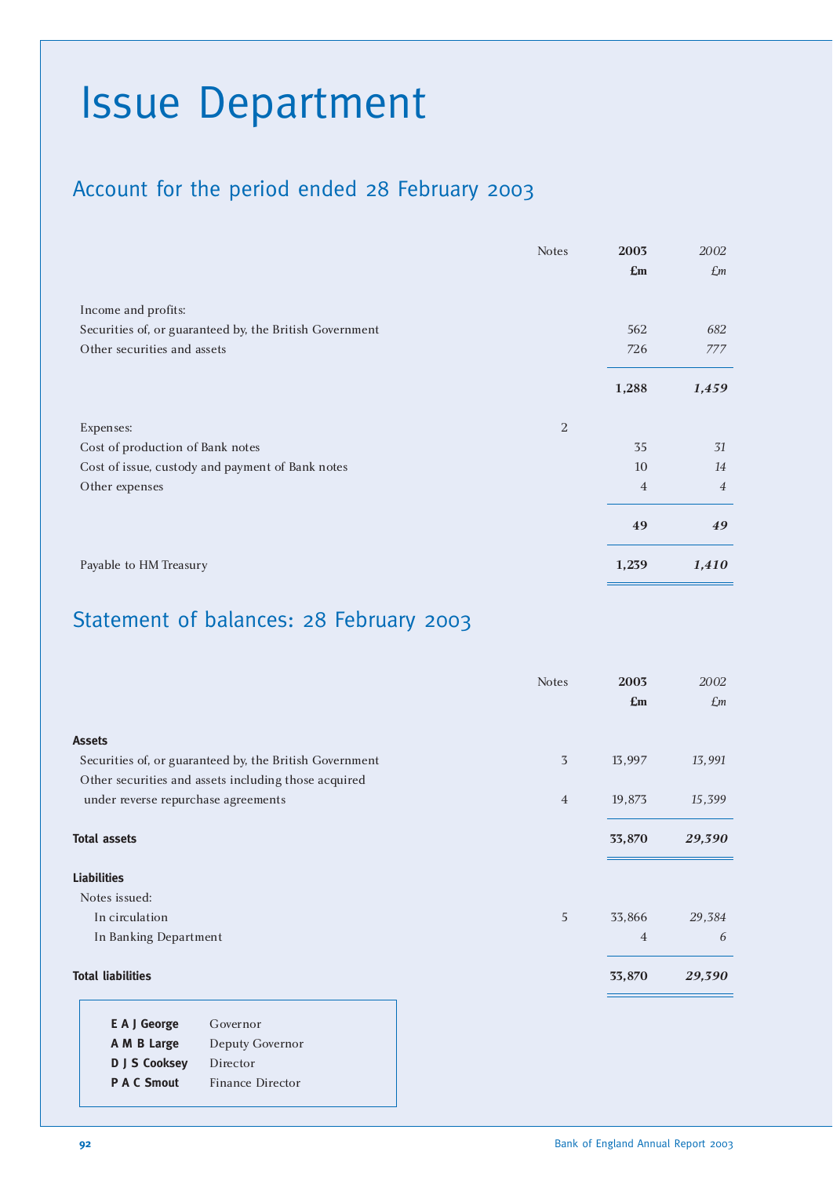# Issue Department

## Account for the period ended 28 February 2003

| | Notes | **2003** **£m** | *2002* *£m* |
|---|---|---|---|
| Income and profits: | | | |
| Securities of, or guaranteed by, the British Government | | 562 | *682* |
| Other securities and assets | | 726 | *777* |
| | | **1,288** | ***1,459*** |
| Expenses: | 2 | | |
| Cost of production of Bank notes | | 35 | *31* |
| Cost of issue, custody and payment of Bank notes | | 10 | *14* |
| Other expenses | | 4 | *4* |
| | | **49** | ***49*** |
| Payable to HM Treasury | | **1,239** | ***1,410*** |

## Statement of balances: 28 February 2003

| | Notes | **2003** **£m** | *2002* *£m* |
|---|---|---|---|
| **Assets** | | | |
| Securities of, or guaranteed by, the British Government | 3 | 13,997 | *13,991* |
| Other securities and assets including those acquired under reverse repurchase agreements | 4 | 19,873 | *15,399* |
| **Total assets** | | **33,870** | ***29,390*** |
| **Liabilities** | | | |
| Notes issued: | | | |
| In circulation | 5 | 33,866 | *29,384* |
| In Banking Department | | 4 | *6* |
| **Total liabilities** | | **33,870** | ***29,390*** |

**E A J George** Governor
**A M B Large** Deputy Governor
**D J S Cooksey** Director
**P A C Smout** Finance Director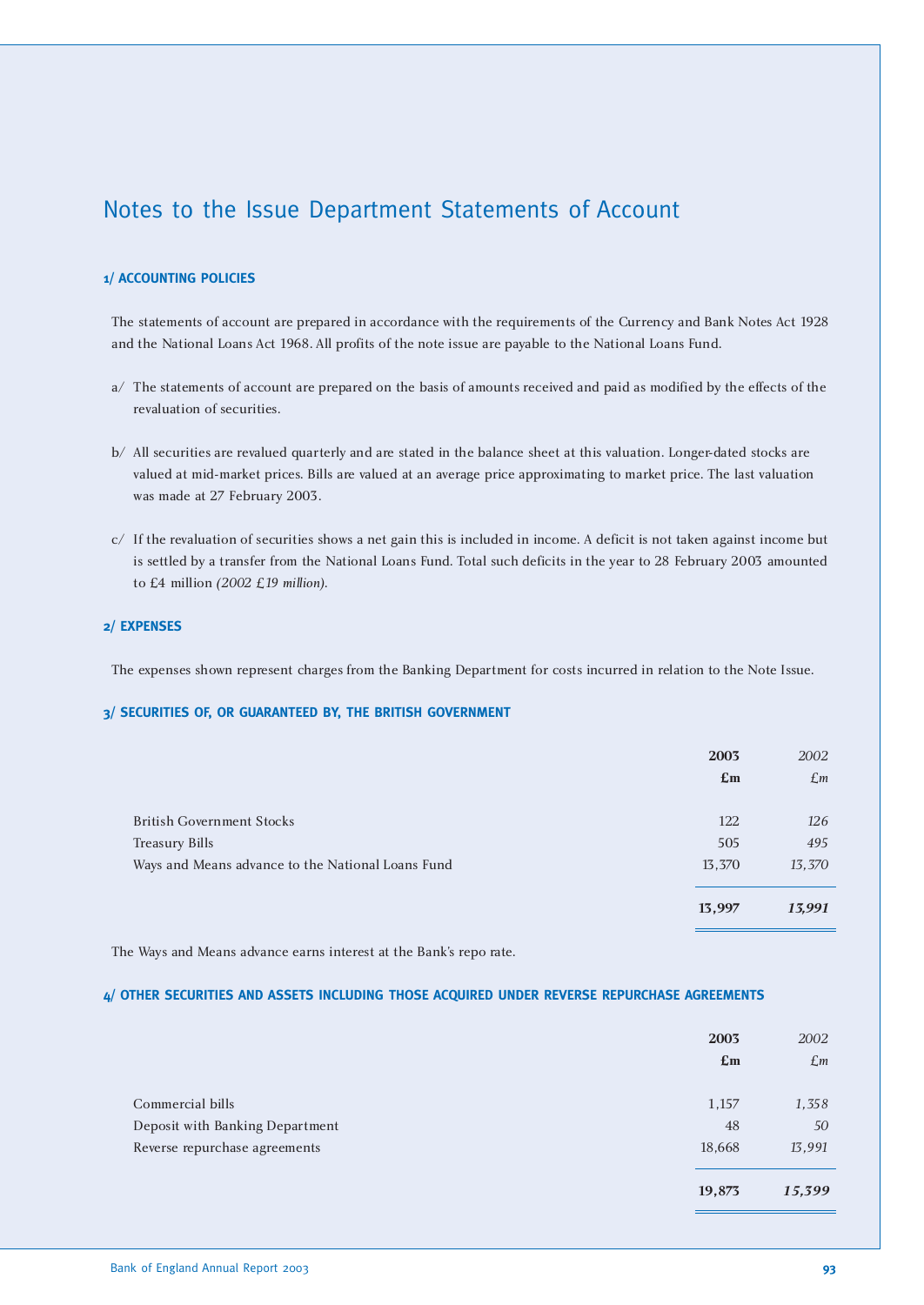# Notes to the Issue Department Statements of Account

## 1/ ACCOUNTING POLICIES

The statements of account are prepared in accordance with the requirements of the Currency and Bank Notes Act 1928 and the National Loans Act 1968. All profits of the note issue are payable to the National Loans Fund.

a/ The statements of account are prepared on the basis of amounts received and paid as modified by the effects of the revaluation of securities.

b/ All securities are revalued quarterly and are stated in the balance sheet at this valuation. Longer-dated stocks are valued at mid-market prices. Bills are valued at an average price approximating to market price. The last valuation was made at 27 February 2003.

c/ If the revaluation of securities shows a net gain this is included in income. A deficit is not taken against income but is settled by a transfer from the National Loans Fund. Total such deficits in the year to 28 February 2003 amounted to £4 million *(2002 £19 million)*.

## 2/ EXPENSES

The expenses shown represent charges from the Banking Department for costs incurred in relation to the Note Issue.

## 3/ SECURITIES OF, OR GUARANTEED BY, THE BRITISH GOVERNMENT

| | **2003** **£m** | *2002* *£m* |
|---|---|---|
| British Government Stocks | 122 | *126* |
| Treasury Bills | 505 | *495* |
| Ways and Means advance to the National Loans Fund | 13,370 | *13,370* |
| | **13,997** | ***13,991*** |

The Ways and Means advance earns interest at the Bank's repo rate.

## 4/ OTHER SECURITIES AND ASSETS INCLUDING THOSE ACQUIRED UNDER REVERSE REPURCHASE AGREEMENTS

| | **2003** **£m** | *2002* *£m* |
|---|---|---|
| Commercial bills | 1,157 | *1,358* |
| Deposit with Banking Department | 48 | *50* |
| Reverse repurchase agreements | 18,668 | *13,991* |
| | **19,873** | ***15,399*** |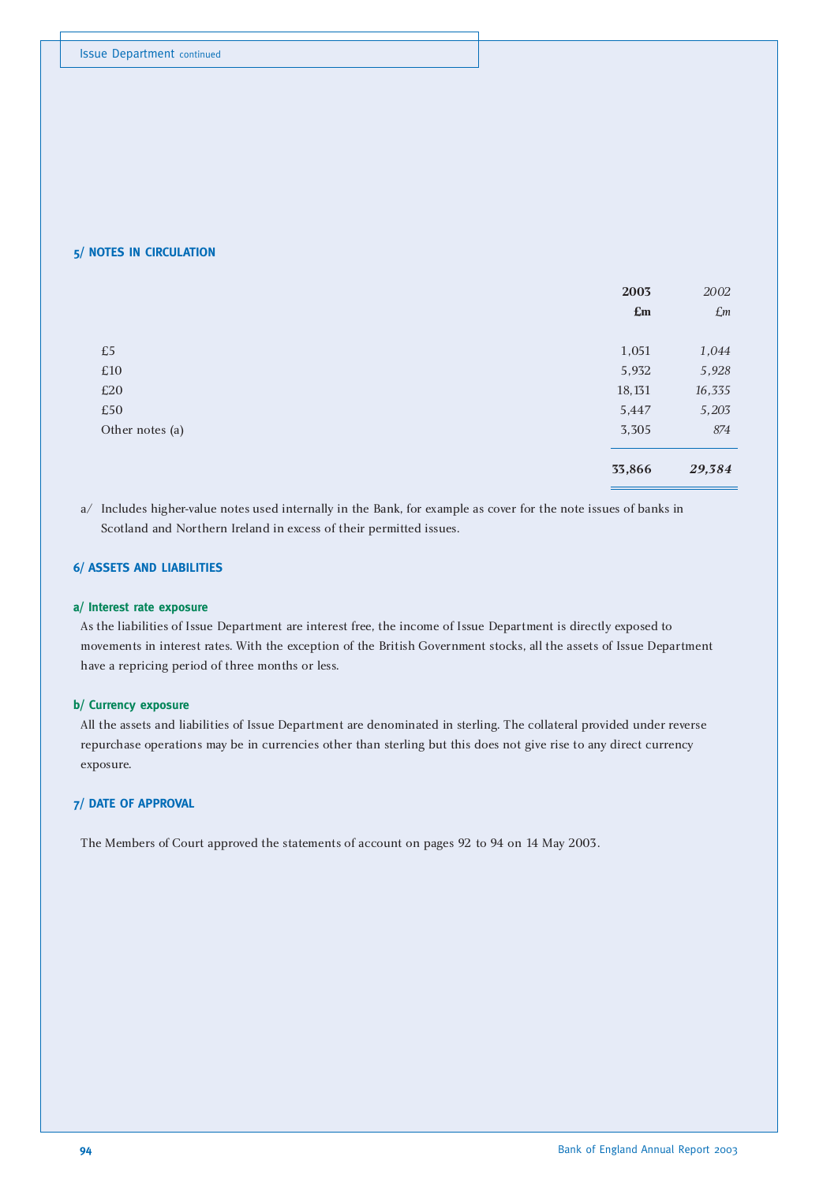### 5/ NOTES IN CIRCULATION

| | **2003** | *2002* |
|---|---|---|
| | **£m** | *£m* |
| £5 | 1,051 | *1,044* |
| £10 | 5,932 | *5,928* |
| £20 | 18,131 | *16,335* |
| £50 | 5,447 | *5,203* |
| Other notes (a) | 3,305 | *874* |
| | **33,866** | ***29,384*** |

a/ Includes higher-value notes used internally in the Bank, for example as cover for the note issues of banks in Scotland and Northern Ireland in excess of their permitted issues.

### 6/ ASSETS AND LIABILITIES

#### a/ Interest rate exposure

As the liabilities of Issue Department are interest free, the income of Issue Department is directly exposed to movements in interest rates. With the exception of the British Government stocks, all the assets of Issue Department have a repricing period of three months or less.

#### b/ Currency exposure

All the assets and liabilities of Issue Department are denominated in sterling. The collateral provided under reverse repurchase operations may be in currencies other than sterling but this does not give rise to any direct currency exposure.

### 7/ DATE OF APPROVAL

The Members of Court approved the statements of account on pages 92 to 94 on 14 May 2003.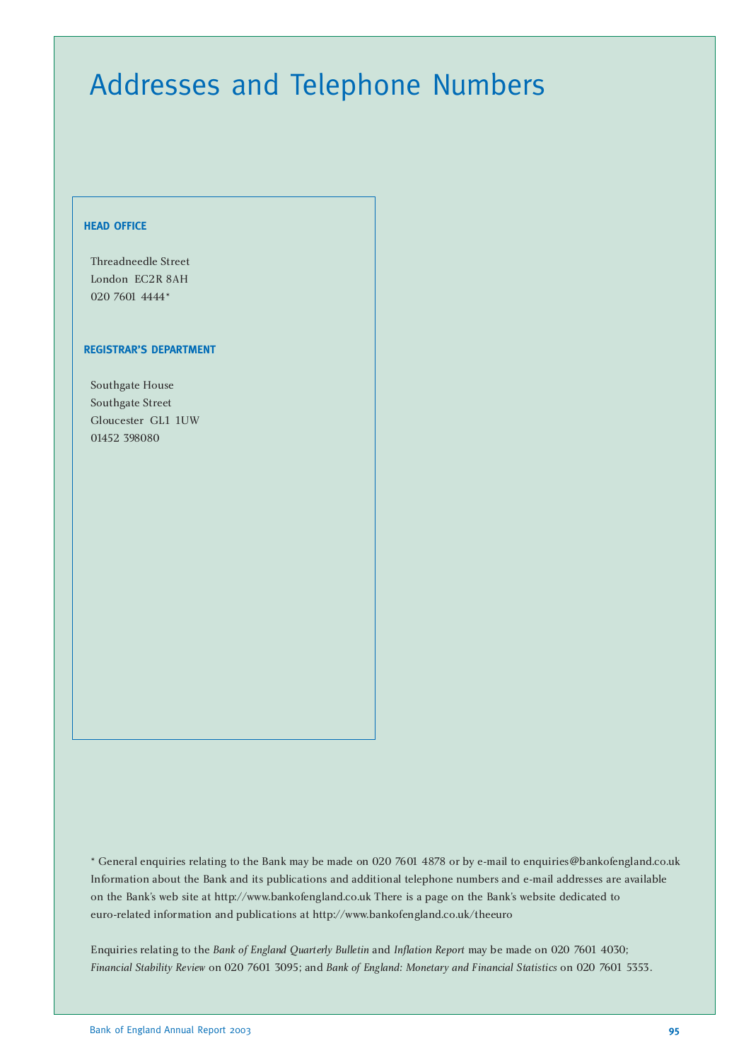# Addresses and Telephone Numbers

**HEAD OFFICE**

Threadneedle Street
London EC2R 8AH
020 7601 4444*

**REGISTRAR'S DEPARTMENT**

Southgate House
Southgate Street
Gloucester GL1 1UW
01452 398080

* General enquiries relating to the Bank may be made on 020 7601 4878 or by e-mail to enquiries@bankofengland.co.uk Information about the Bank and its publications and additional telephone numbers and e-mail addresses are available on the Bank's web site at http://www.bankofengland.co.uk There is a page on the Bank's website dedicated to euro-related information and publications at http://www.bankofengland.co.uk/theeuro

Enquiries relating to the *Bank of England Quarterly Bulletin* and *Inflation Report* may be made on 020 7601 4030; *Financial Stability Review* on 020 7601 3095; and *Bank of England: Monetary and Financial Statistics* on 020 7601 5353.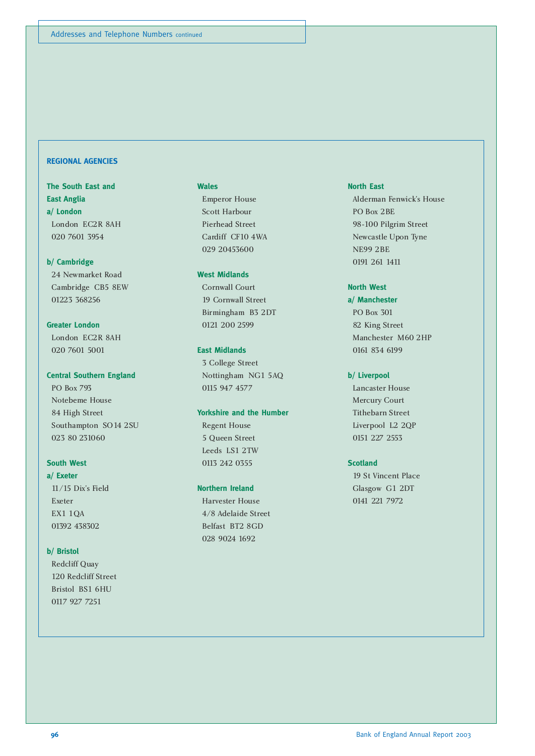## Addresses and Telephone Numbers continued

### REGIONAL AGENCIES

**The South East and East Anglia**

**a/ London**
London EC2R 8AH
020 7601 3954

**b/ Cambridge**
24 Newmarket Road
Cambridge CB5 8EW
01223 368256

**Greater London**
London EC2R 8AH
020 7601 5001

**Central Southern England**
PO Box 793
Notebeme House
84 High Street
Southampton SO14 2SU
023 80 231060

**South West**

**a/ Exeter**
11/15 Dix's Field
Exeter
EX1 1QA
01392 438302

**b/ Bristol**
Redcliff Quay
120 Redcliff Street
Bristol BS1 6HU
0117 927 7251

**Wales**
Emperor House
Scott Harbour
Pierhead Street
Cardiff CF10 4WA
029 20453600

**West Midlands**
Cornwall Court
19 Cornwall Street
Birmingham B3 2DT
0121 200 2599

**East Midlands**
3 College Street
Nottingham NG1 5AQ
0115 947 4577

**Yorkshire and the Humber**
Regent House
5 Queen Street
Leeds LS1 2TW
0113 242 0355

**Northern Ireland**
Harvester House
4/8 Adelaide Street
Belfast BT2 8GD
028 9024 1692

**North East**
Alderman Fenwick's House
PO Box 2BE
98-100 Pilgrim Street
Newcastle Upon Tyne
NE99 2BE
0191 261 1411

**North West**

**a/ Manchester**
PO Box 301
82 King Street
Manchester M60 2HP
0161 834 6199

**b/ Liverpool**
Lancaster House
Mercury Court
Tithebarn Street
Liverpool L2 2QP
0151 227 2553

**Scotland**
19 St Vincent Place
Glasgow G1 2DT
0141 221 7972